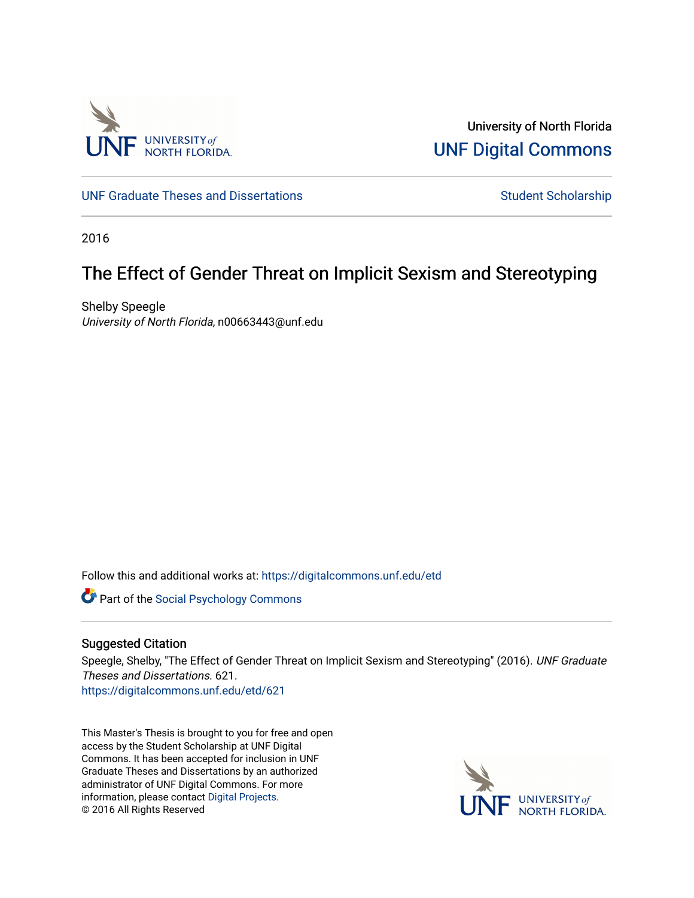University of North Florida

UNF Digital Commons

UNF Graduate Theses and Dissertations

Student Scholarship

2016

# The Effect of Gender Threat on Implicit Sexism and Stereotyping

Shelby Speegle  
*University of North Florida*, n00663443@unf.edu

Follow this and additional works at: https://digitalcommons.unf.edu/etd

Part of the Social Psychology Commons

## Suggested Citation

Speegle, Shelby, "The Effect of Gender Threat on Implicit Sexism and Stereotyping" (2016). *UNF Graduate Theses and Dissertations*. 621.  
https://digitalcommons.unf.edu/etd/621

This Master's Thesis is brought to you for free and open access by the Student Scholarship at UNF Digital Commons. It has been accepted for inclusion in UNF Graduate Theses and Dissertations by an authorized administrator of UNF Digital Commons. For more information, please contact Digital Projects.  
© 2016 All Rights Reserved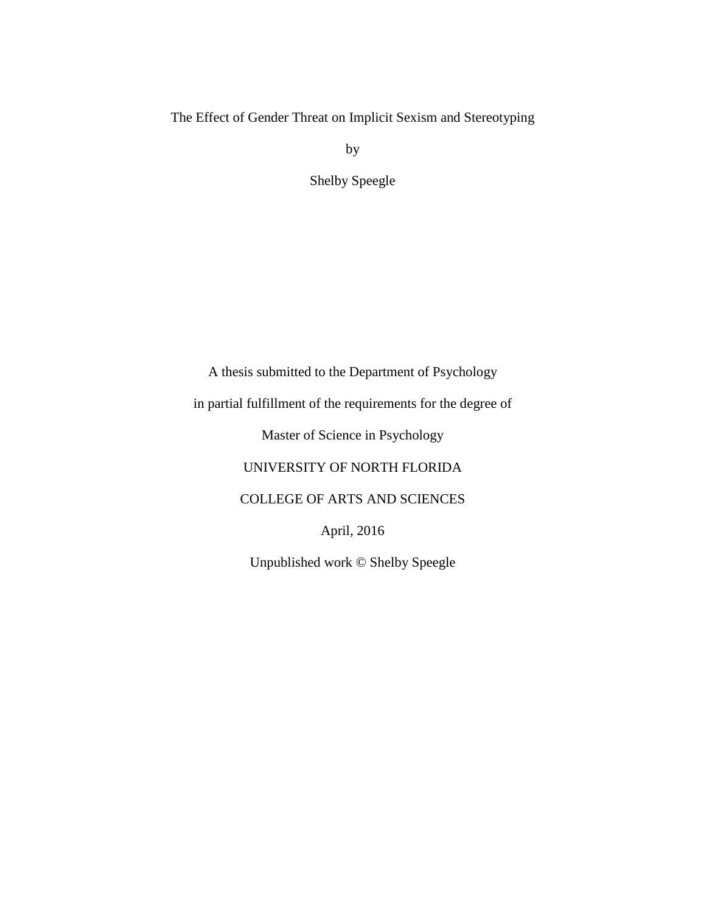The Effect of Gender Threat on Implicit Sexism and Stereotyping

by

Shelby Speegle

A thesis submitted to the Department of Psychology

in partial fulfillment of the requirements for the degree of

Master of Science in Psychology

UNIVERSITY OF NORTH FLORIDA

COLLEGE OF ARTS AND SCIENCES

April, 2016

Unpublished work © Shelby Speegle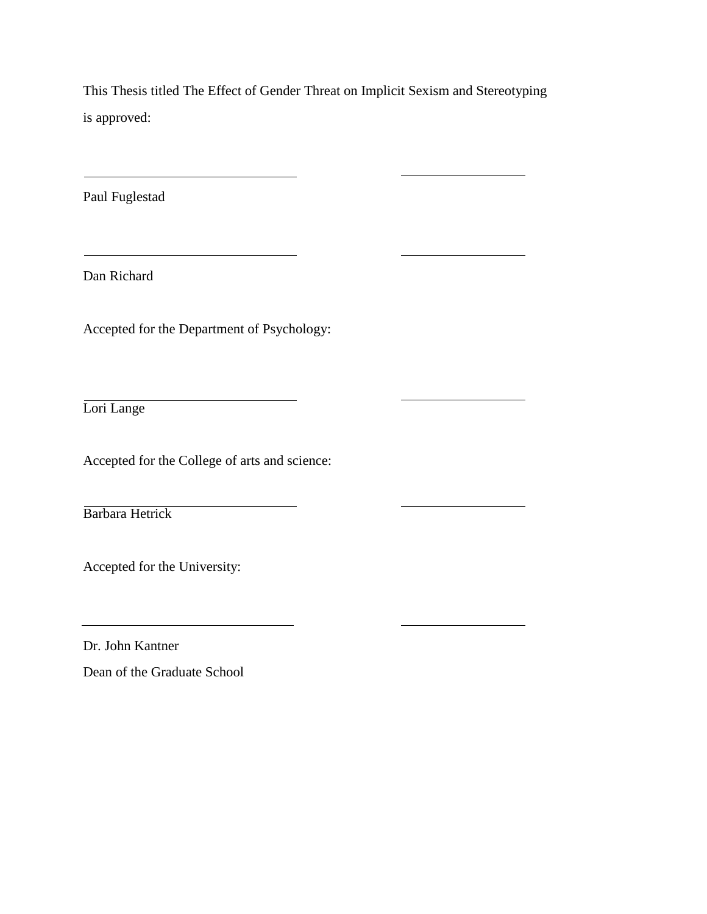This Thesis titled The Effect of Gender Threat on Implicit Sexism and Stereotyping is approved:

\_\_\_\_\_\_\_\_\_\_\_\_\_\_\_\_\_\_\_\_\_\_\_\_\_\_\_\_\_\_ \_\_\_\_\_\_\_\_\_\_\_\_\_\_\_\_\_\_

Paul Fuglestad

\_\_\_\_\_\_\_\_\_\_\_\_\_\_\_\_\_\_\_\_\_\_\_\_\_\_\_\_\_\_ \_\_\_\_\_\_\_\_\_\_\_\_\_\_\_\_\_\_

Dan Richard

Accepted for the Department of Psychology:

\_\_\_\_\_\_\_\_\_\_\_\_\_\_\_\_\_\_\_\_\_\_\_\_\_\_\_\_\_\_ \_\_\_\_\_\_\_\_\_\_\_\_\_\_\_\_\_\_

Lori Lange

Accepted for the College of arts and science:

\_\_\_\_\_\_\_\_\_\_\_\_\_\_\_\_\_\_\_\_\_\_\_\_\_\_\_\_\_\_ \_\_\_\_\_\_\_\_\_\_\_\_\_\_\_\_\_\_

Barbara Hetrick

Accepted for the University:

\_\_\_\_\_\_\_\_\_\_\_\_\_\_\_\_\_\_\_\_\_\_\_\_\_\_\_\_\_\_ \_\_\_\_\_\_\_\_\_\_\_\_\_\_\_\_\_\_

Dr. John Kantner

Dean of the Graduate School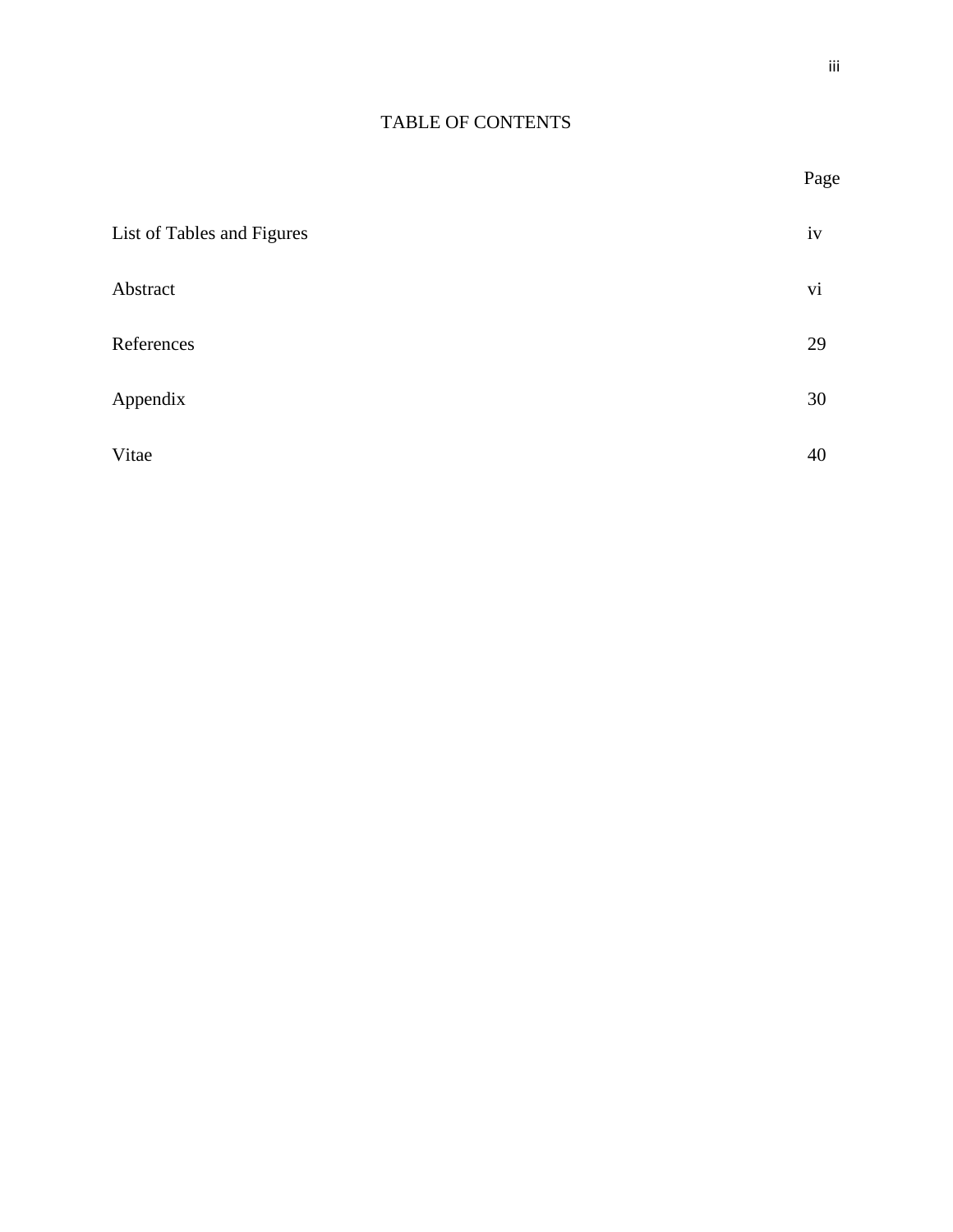# TABLE OF CONTENTS

| | Page |
|---|---|
| List of Tables and Figures | iv |
| Abstract | vi |
| References | 29 |
| Appendix | 30 |
| Vitae | 40 |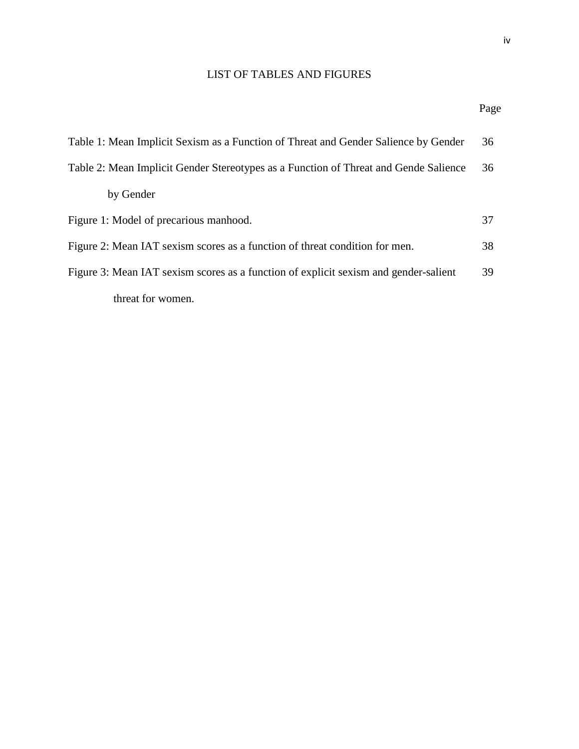# LIST OF TABLES AND FIGURES

| | Page |
|---|---|
| Table 1: Mean Implicit Sexism as a Function of Threat and Gender Salience by Gender | 36 |
| Table 2: Mean Implicit Gender Stereotypes as a Function of Threat and Gende Salience by Gender | 36 |
| Figure 1: Model of precarious manhood. | 37 |
| Figure 2: Mean IAT sexism scores as a function of threat condition for men. | 38 |
| Figure 3: Mean IAT sexism scores as a function of explicit sexism and gender-salient threat for women. | 39 |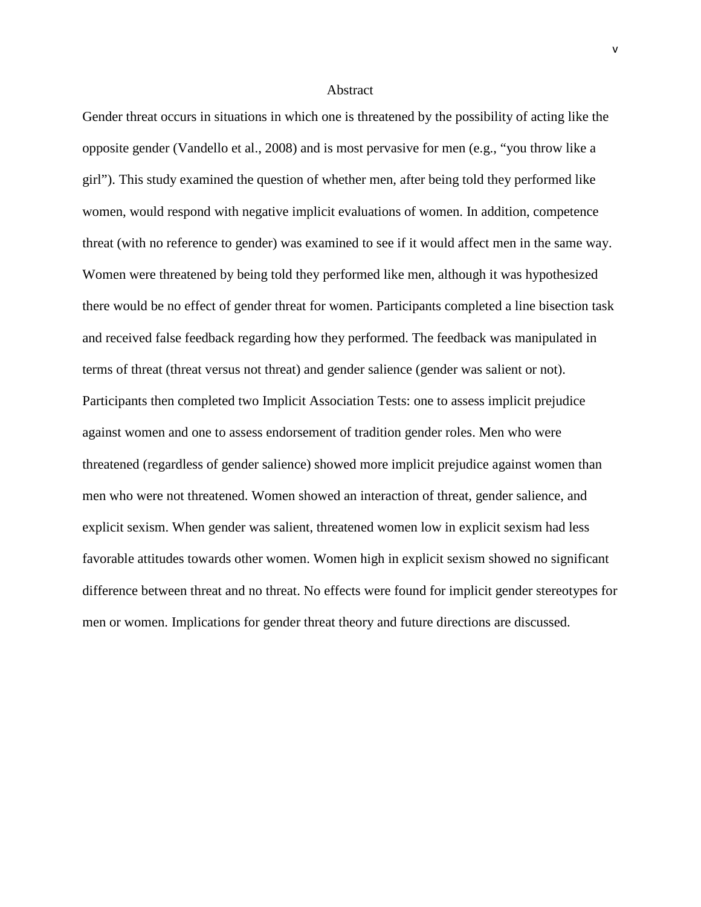# Abstract

Gender threat occurs in situations in which one is threatened by the possibility of acting like the opposite gender (Vandello et al., 2008) and is most pervasive for men (e.g., "you throw like a girl"). This study examined the question of whether men, after being told they performed like women, would respond with negative implicit evaluations of women. In addition, competence threat (with no reference to gender) was examined to see if it would affect men in the same way. Women were threatened by being told they performed like men, although it was hypothesized there would be no effect of gender threat for women. Participants completed a line bisection task and received false feedback regarding how they performed. The feedback was manipulated in terms of threat (threat versus not threat) and gender salience (gender was salient or not). Participants then completed two Implicit Association Tests: one to assess implicit prejudice against women and one to assess endorsement of tradition gender roles. Men who were threatened (regardless of gender salience) showed more implicit prejudice against women than men who were not threatened. Women showed an interaction of threat, gender salience, and explicit sexism. When gender was salient, threatened women low in explicit sexism had less favorable attitudes towards other women. Women high in explicit sexism showed no significant difference between threat and no threat. No effects were found for implicit gender stereotypes for men or women. Implications for gender threat theory and future directions are discussed.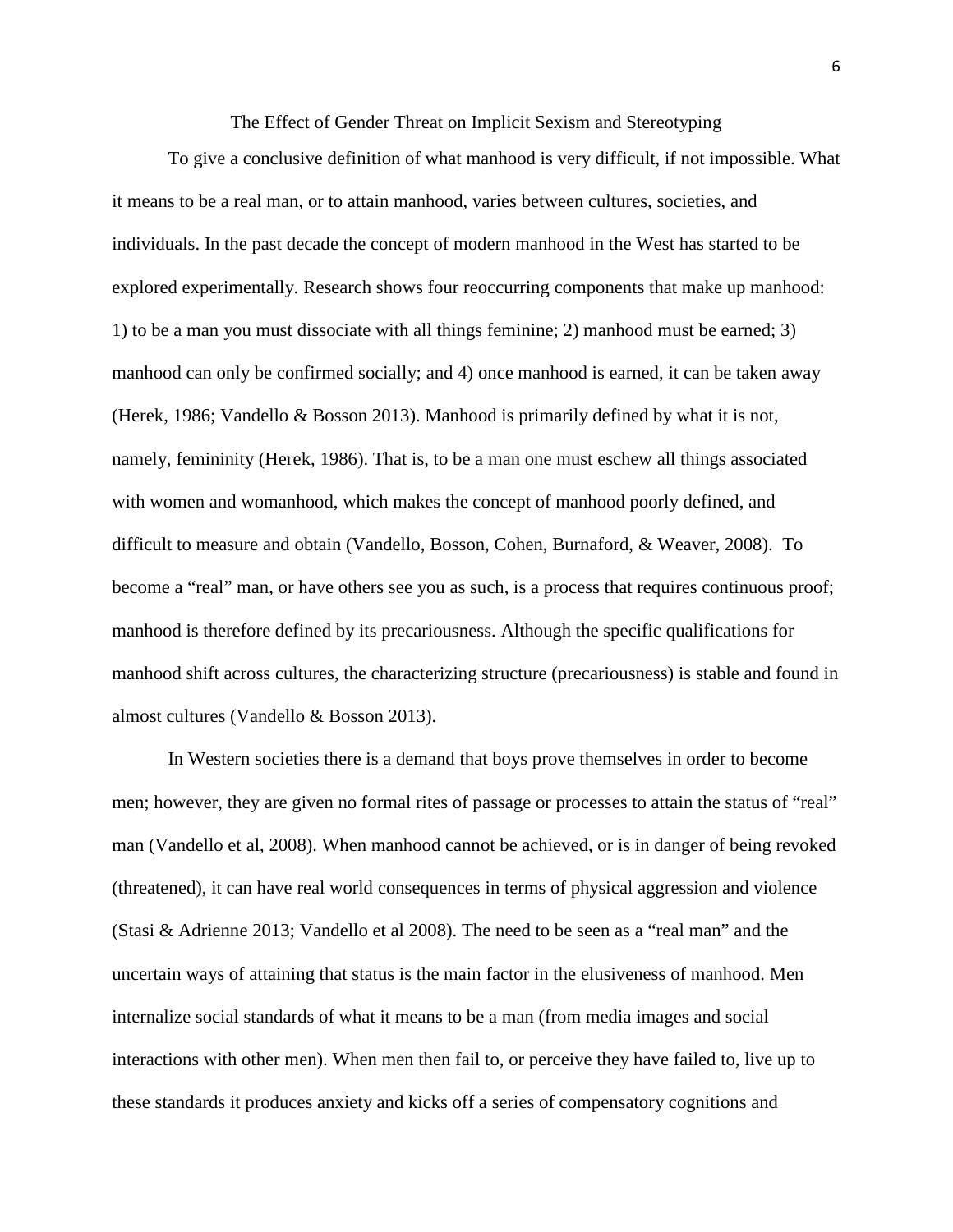# The Effect of Gender Threat on Implicit Sexism and Stereotyping

To give a conclusive definition of what manhood is very difficult, if not impossible. What it means to be a real man, or to attain manhood, varies between cultures, societies, and individuals. In the past decade the concept of modern manhood in the West has started to be explored experimentally. Research shows four reoccurring components that make up manhood: 1) to be a man you must dissociate with all things feminine; 2) manhood must be earned; 3) manhood can only be confirmed socially; and 4) once manhood is earned, it can be taken away (Herek, 1986; Vandello & Bosson 2013). Manhood is primarily defined by what it is not, namely, femininity (Herek, 1986). That is, to be a man one must eschew all things associated with women and womanhood, which makes the concept of manhood poorly defined, and difficult to measure and obtain (Vandello, Bosson, Cohen, Burnaford, & Weaver, 2008). To become a "real" man, or have others see you as such, is a process that requires continuous proof; manhood is therefore defined by its precariousness. Although the specific qualifications for manhood shift across cultures, the characterizing structure (precariousness) is stable and found in almost cultures (Vandello & Bosson 2013).

In Western societies there is a demand that boys prove themselves in order to become men; however, they are given no formal rites of passage or processes to attain the status of "real" man (Vandello et al, 2008). When manhood cannot be achieved, or is in danger of being revoked (threatened), it can have real world consequences in terms of physical aggression and violence (Stasi & Adrienne 2013; Vandello et al 2008). The need to be seen as a "real man" and the uncertain ways of attaining that status is the main factor in the elusiveness of manhood. Men internalize social standards of what it means to be a man (from media images and social interactions with other men). When men then fail to, or perceive they have failed to, live up to these standards it produces anxiety and kicks off a series of compensatory cognitions and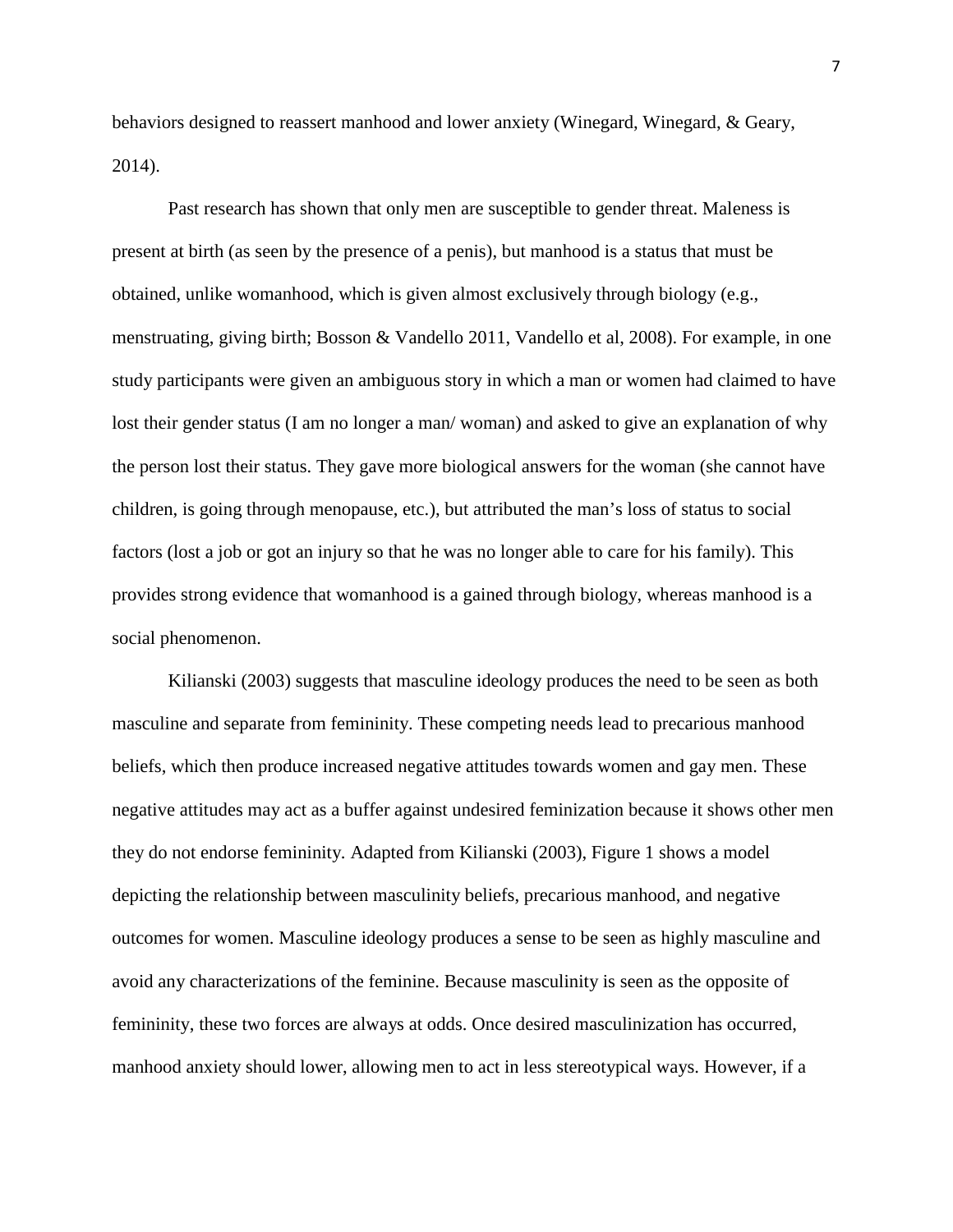behaviors designed to reassert manhood and lower anxiety (Winegard, Winegard, & Geary, 2014).

Past research has shown that only men are susceptible to gender threat. Maleness is present at birth (as seen by the presence of a penis), but manhood is a status that must be obtained, unlike womanhood, which is given almost exclusively through biology (e.g., menstruating, giving birth; Bosson & Vandello 2011, Vandello et al, 2008). For example, in one study participants were given an ambiguous story in which a man or women had claimed to have lost their gender status (I am no longer a man/ woman) and asked to give an explanation of why the person lost their status. They gave more biological answers for the woman (she cannot have children, is going through menopause, etc.), but attributed the man's loss of status to social factors (lost a job or got an injury so that he was no longer able to care for his family). This provides strong evidence that womanhood is a gained through biology, whereas manhood is a social phenomenon.

Kilianski (2003) suggests that masculine ideology produces the need to be seen as both masculine and separate from femininity. These competing needs lead to precarious manhood beliefs, which then produce increased negative attitudes towards women and gay men. These negative attitudes may act as a buffer against undesired feminization because it shows other men they do not endorse femininity. Adapted from Kilianski (2003), Figure 1 shows a model depicting the relationship between masculinity beliefs, precarious manhood, and negative outcomes for women. Masculine ideology produces a sense to be seen as highly masculine and avoid any characterizations of the feminine. Because masculinity is seen as the opposite of femininity, these two forces are always at odds. Once desired masculinization has occurred, manhood anxiety should lower, allowing men to act in less stereotypical ways. However, if a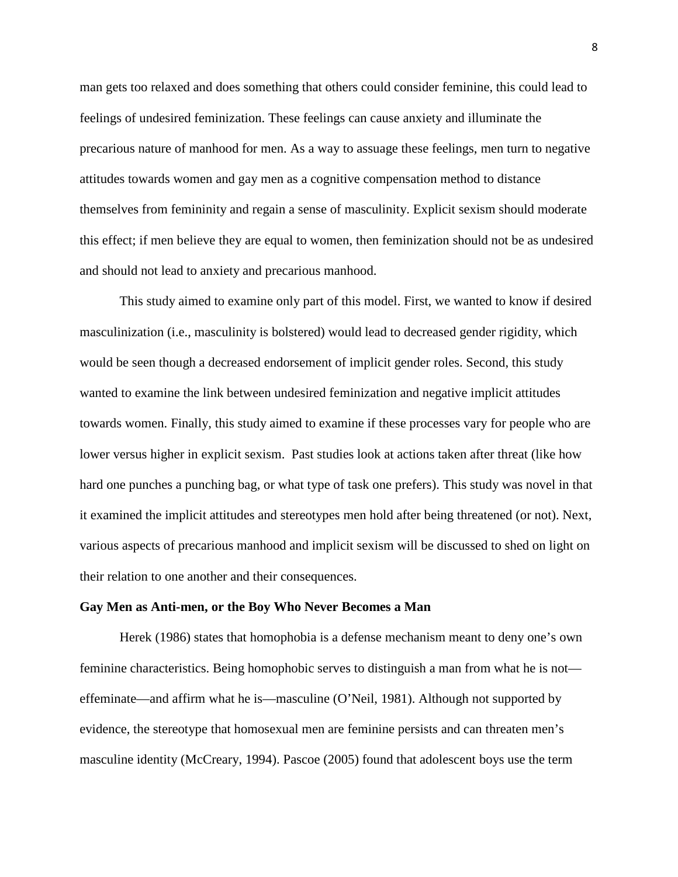man gets too relaxed and does something that others could consider feminine, this could lead to feelings of undesired feminization. These feelings can cause anxiety and illuminate the precarious nature of manhood for men. As a way to assuage these feelings, men turn to negative attitudes towards women and gay men as a cognitive compensation method to distance themselves from femininity and regain a sense of masculinity. Explicit sexism should moderate this effect; if men believe they are equal to women, then feminization should not be as undesired and should not lead to anxiety and precarious manhood.

This study aimed to examine only part of this model. First, we wanted to know if desired masculinization (i.e., masculinity is bolstered) would lead to decreased gender rigidity, which would be seen though a decreased endorsement of implicit gender roles. Second, this study wanted to examine the link between undesired feminization and negative implicit attitudes towards women. Finally, this study aimed to examine if these processes vary for people who are lower versus higher in explicit sexism. Past studies look at actions taken after threat (like how hard one punches a punching bag, or what type of task one prefers). This study was novel in that it examined the implicit attitudes and stereotypes men hold after being threatened (or not). Next, various aspects of precarious manhood and implicit sexism will be discussed to shed on light on their relation to one another and their consequences.

**Gay Men as Anti-men, or the Boy Who Never Becomes a Man**

Herek (1986) states that homophobia is a defense mechanism meant to deny one's own feminine characteristics. Being homophobic serves to distinguish a man from what he is not—effeminate—and affirm what he is—masculine (O'Neil, 1981). Although not supported by evidence, the stereotype that homosexual men are feminine persists and can threaten men's masculine identity (McCreary, 1994). Pascoe (2005) found that adolescent boys use the term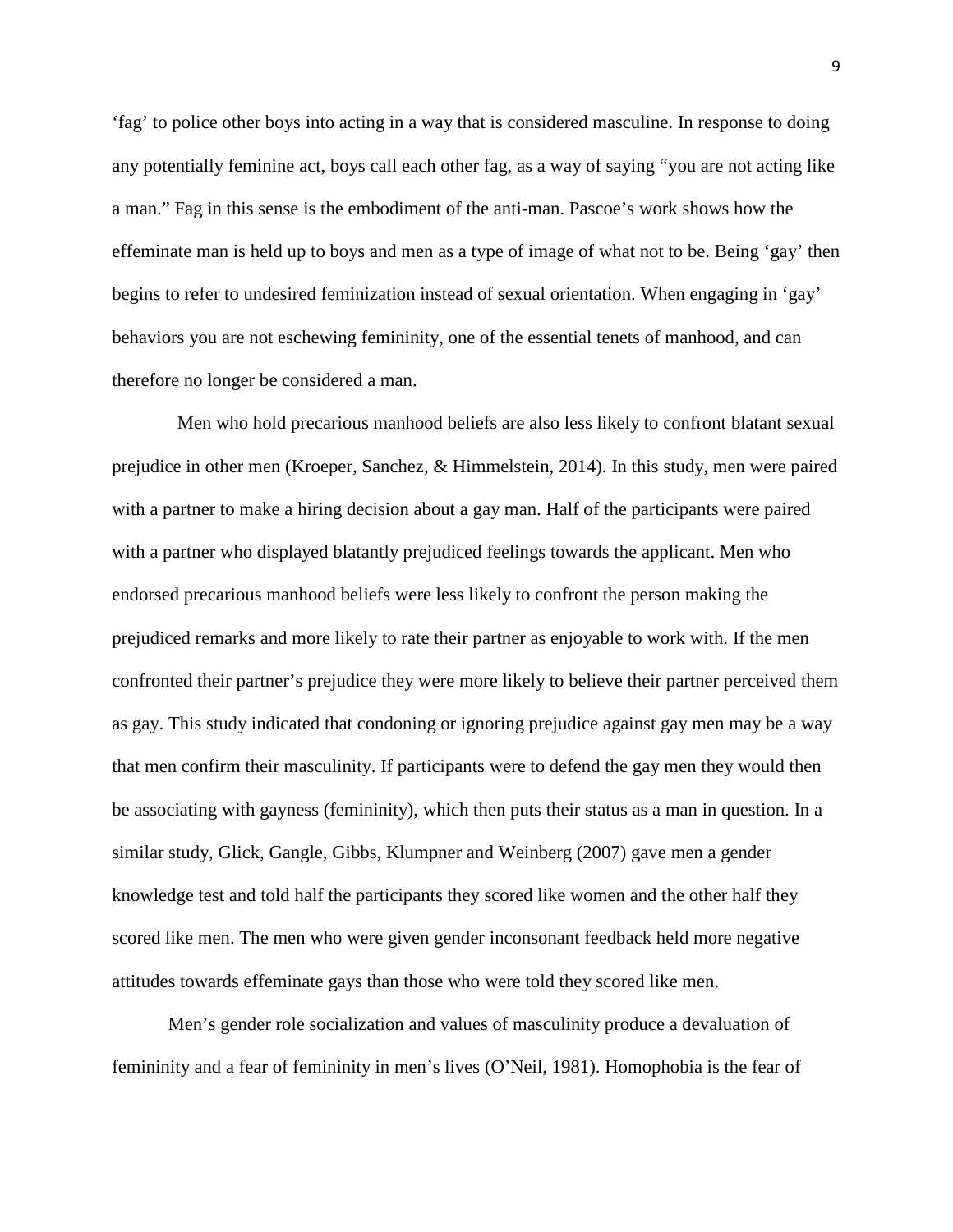'fag' to police other boys into acting in a way that is considered masculine. In response to doing any potentially feminine act, boys call each other fag, as a way of saying "you are not acting like a man." Fag in this sense is the embodiment of the anti-man. Pascoe's work shows how the effeminate man is held up to boys and men as a type of image of what not to be. Being 'gay' then begins to refer to undesired feminization instead of sexual orientation. When engaging in 'gay' behaviors you are not eschewing femininity, one of the essential tenets of manhood, and can therefore no longer be considered a man.

Men who hold precarious manhood beliefs are also less likely to confront blatant sexual prejudice in other men (Kroeper, Sanchez, & Himmelstein, 2014). In this study, men were paired with a partner to make a hiring decision about a gay man. Half of the participants were paired with a partner who displayed blatantly prejudiced feelings towards the applicant. Men who endorsed precarious manhood beliefs were less likely to confront the person making the prejudiced remarks and more likely to rate their partner as enjoyable to work with. If the men confronted their partner's prejudice they were more likely to believe their partner perceived them as gay. This study indicated that condoning or ignoring prejudice against gay men may be a way that men confirm their masculinity. If participants were to defend the gay men they would then be associating with gayness (femininity), which then puts their status as a man in question. In a similar study, Glick, Gangle, Gibbs, Klumpner and Weinberg (2007) gave men a gender knowledge test and told half the participants they scored like women and the other half they scored like men. The men who were given gender inconsonant feedback held more negative attitudes towards effeminate gays than those who were told they scored like men.

Men's gender role socialization and values of masculinity produce a devaluation of femininity and a fear of femininity in men's lives (O'Neil, 1981). Homophobia is the fear of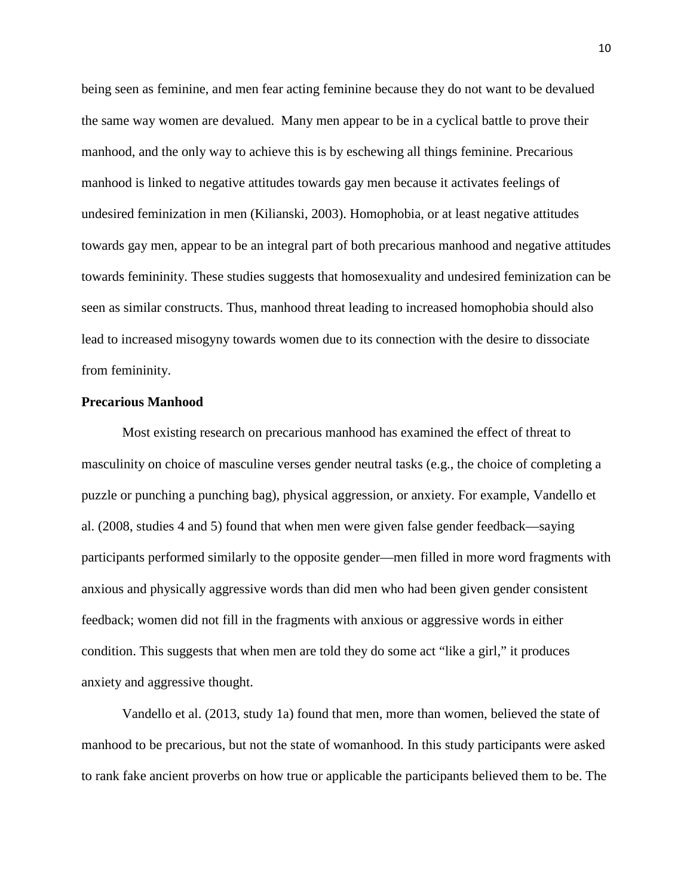being seen as feminine, and men fear acting feminine because they do not want to be devalued the same way women are devalued. Many men appear to be in a cyclical battle to prove their manhood, and the only way to achieve this is by eschewing all things feminine. Precarious manhood is linked to negative attitudes towards gay men because it activates feelings of undesired feminization in men (Kilianski, 2003). Homophobia, or at least negative attitudes towards gay men, appear to be an integral part of both precarious manhood and negative attitudes towards femininity. These studies suggests that homosexuality and undesired feminization can be seen as similar constructs. Thus, manhood threat leading to increased homophobia should also lead to increased misogyny towards women due to its connection with the desire to dissociate from femininity.

**Precarious Manhood**

Most existing research on precarious manhood has examined the effect of threat to masculinity on choice of masculine verses gender neutral tasks (e.g., the choice of completing a puzzle or punching a punching bag), physical aggression, or anxiety. For example, Vandello et al. (2008, studies 4 and 5) found that when men were given false gender feedback—saying participants performed similarly to the opposite gender—men filled in more word fragments with anxious and physically aggressive words than did men who had been given gender consistent feedback; women did not fill in the fragments with anxious or aggressive words in either condition. This suggests that when men are told they do some act "like a girl," it produces anxiety and aggressive thought.

Vandello et al. (2013, study 1a) found that men, more than women, believed the state of manhood to be precarious, but not the state of womanhood. In this study participants were asked to rank fake ancient proverbs on how true or applicable the participants believed them to be. The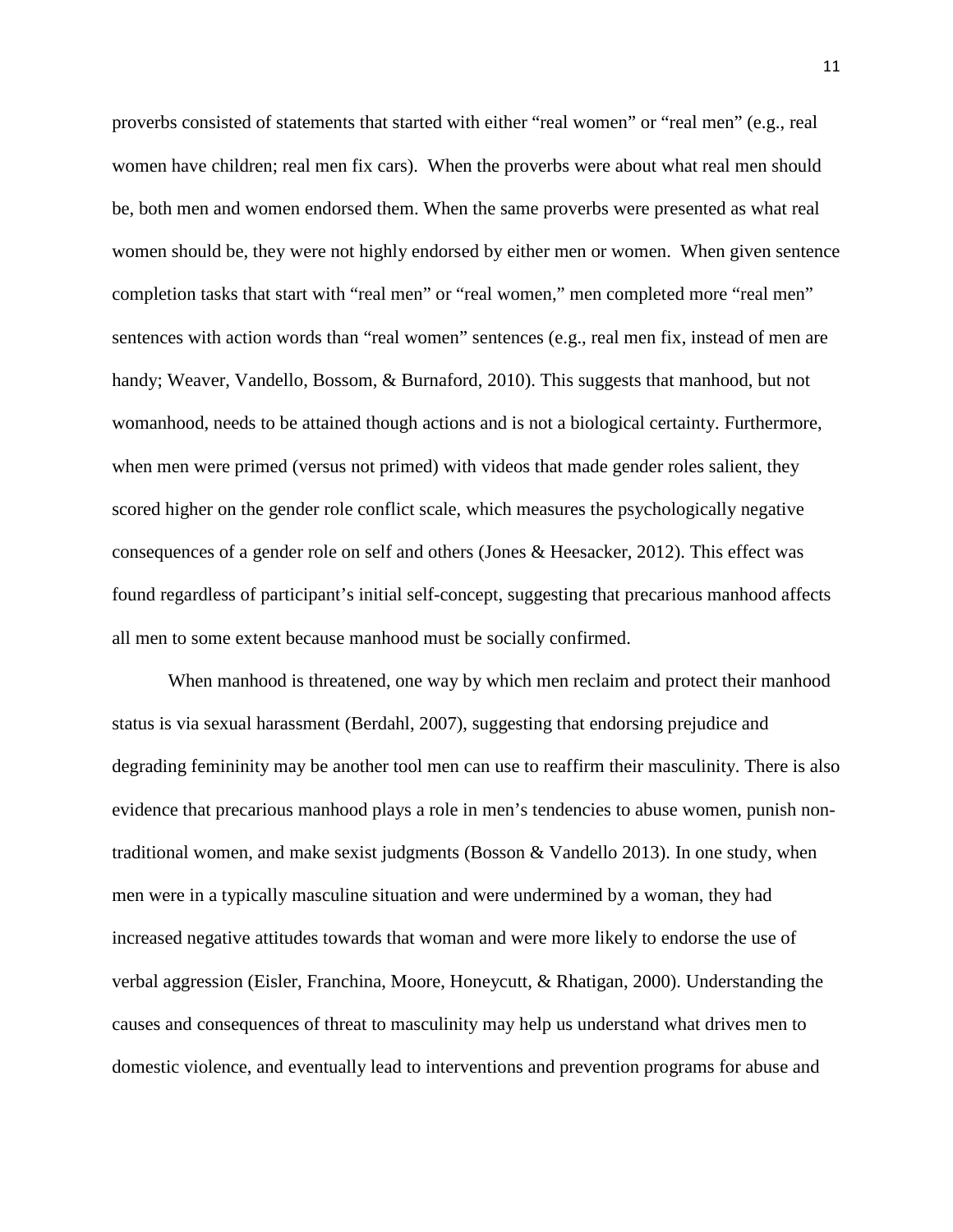proverbs consisted of statements that started with either "real women" or "real men" (e.g., real women have children; real men fix cars). When the proverbs were about what real men should be, both men and women endorsed them. When the same proverbs were presented as what real women should be, they were not highly endorsed by either men or women. When given sentence completion tasks that start with "real men" or "real women," men completed more "real men" sentences with action words than "real women" sentences (e.g., real men fix, instead of men are handy; Weaver, Vandello, Bossom, & Burnaford, 2010). This suggests that manhood, but not womanhood, needs to be attained though actions and is not a biological certainty. Furthermore, when men were primed (versus not primed) with videos that made gender roles salient, they scored higher on the gender role conflict scale, which measures the psychologically negative consequences of a gender role on self and others (Jones & Heesacker, 2012). This effect was found regardless of participant's initial self-concept, suggesting that precarious manhood affects all men to some extent because manhood must be socially confirmed.

When manhood is threatened, one way by which men reclaim and protect their manhood status is via sexual harassment (Berdahl, 2007), suggesting that endorsing prejudice and degrading femininity may be another tool men can use to reaffirm their masculinity. There is also evidence that precarious manhood plays a role in men's tendencies to abuse women, punish non-traditional women, and make sexist judgments (Bosson & Vandello 2013). In one study, when men were in a typically masculine situation and were undermined by a woman, they had increased negative attitudes towards that woman and were more likely to endorse the use of verbal aggression (Eisler, Franchina, Moore, Honeycutt, & Rhatigan, 2000). Understanding the causes and consequences of threat to masculinity may help us understand what drives men to domestic violence, and eventually lead to interventions and prevention programs for abuse and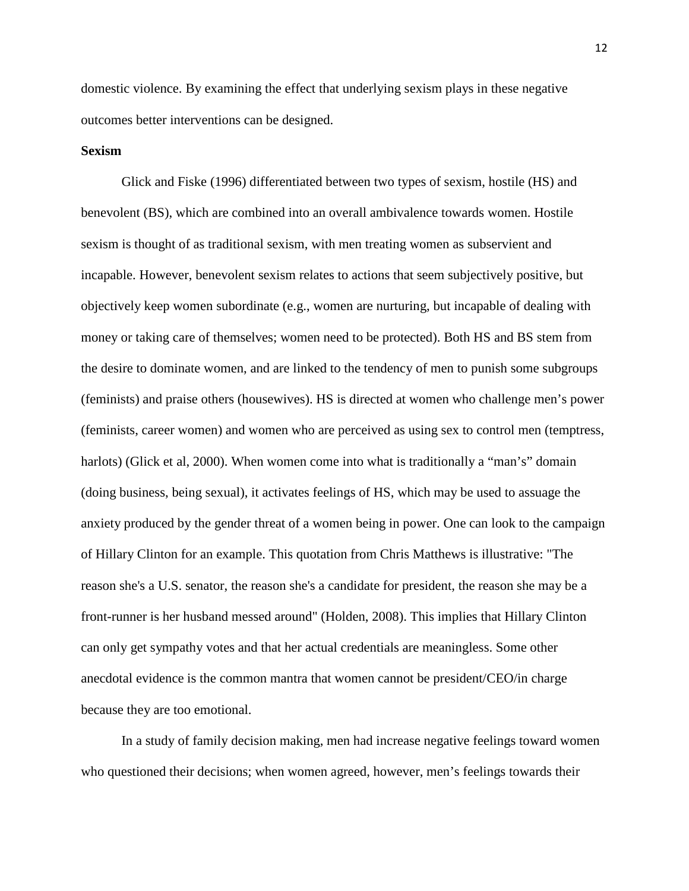domestic violence. By examining the effect that underlying sexism plays in these negative outcomes better interventions can be designed.

**Sexism**

Glick and Fiske (1996) differentiated between two types of sexism, hostile (HS) and benevolent (BS), which are combined into an overall ambivalence towards women. Hostile sexism is thought of as traditional sexism, with men treating women as subservient and incapable. However, benevolent sexism relates to actions that seem subjectively positive, but objectively keep women subordinate (e.g., women are nurturing, but incapable of dealing with money or taking care of themselves; women need to be protected). Both HS and BS stem from the desire to dominate women, and are linked to the tendency of men to punish some subgroups (feminists) and praise others (housewives). HS is directed at women who challenge men's power (feminists, career women) and women who are perceived as using sex to control men (temptress, harlots) (Glick et al, 2000). When women come into what is traditionally a "man's" domain (doing business, being sexual), it activates feelings of HS, which may be used to assuage the anxiety produced by the gender threat of a women being in power. One can look to the campaign of Hillary Clinton for an example. This quotation from Chris Matthews is illustrative: "The reason she's a U.S. senator, the reason she's a candidate for president, the reason she may be a front-runner is her husband messed around" (Holden, 2008). This implies that Hillary Clinton can only get sympathy votes and that her actual credentials are meaningless. Some other anecdotal evidence is the common mantra that women cannot be president/CEO/in charge because they are too emotional.

In a study of family decision making, men had increase negative feelings toward women who questioned their decisions; when women agreed, however, men's feelings towards their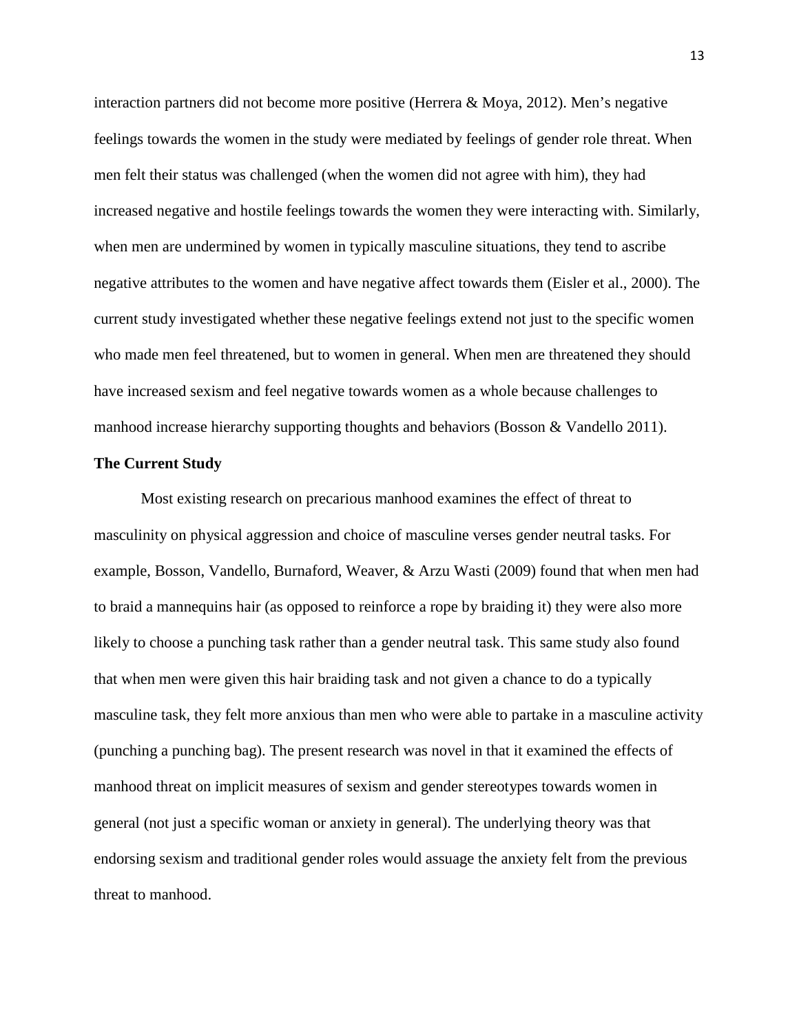interaction partners did not become more positive (Herrera & Moya, 2012). Men's negative feelings towards the women in the study were mediated by feelings of gender role threat. When men felt their status was challenged (when the women did not agree with him), they had increased negative and hostile feelings towards the women they were interacting with. Similarly, when men are undermined by women in typically masculine situations, they tend to ascribe negative attributes to the women and have negative affect towards them (Eisler et al., 2000). The current study investigated whether these negative feelings extend not just to the specific women who made men feel threatened, but to women in general. When men are threatened they should have increased sexism and feel negative towards women as a whole because challenges to manhood increase hierarchy supporting thoughts and behaviors (Bosson & Vandello 2011).

**The Current Study**

Most existing research on precarious manhood examines the effect of threat to masculinity on physical aggression and choice of masculine verses gender neutral tasks. For example, Bosson, Vandello, Burnaford, Weaver, & Arzu Wasti (2009) found that when men had to braid a mannequins hair (as opposed to reinforce a rope by braiding it) they were also more likely to choose a punching task rather than a gender neutral task. This same study also found that when men were given this hair braiding task and not given a chance to do a typically masculine task, they felt more anxious than men who were able to partake in a masculine activity (punching a punching bag). The present research was novel in that it examined the effects of manhood threat on implicit measures of sexism and gender stereotypes towards women in general (not just a specific woman or anxiety in general). The underlying theory was that endorsing sexism and traditional gender roles would assuage the anxiety felt from the previous threat to manhood.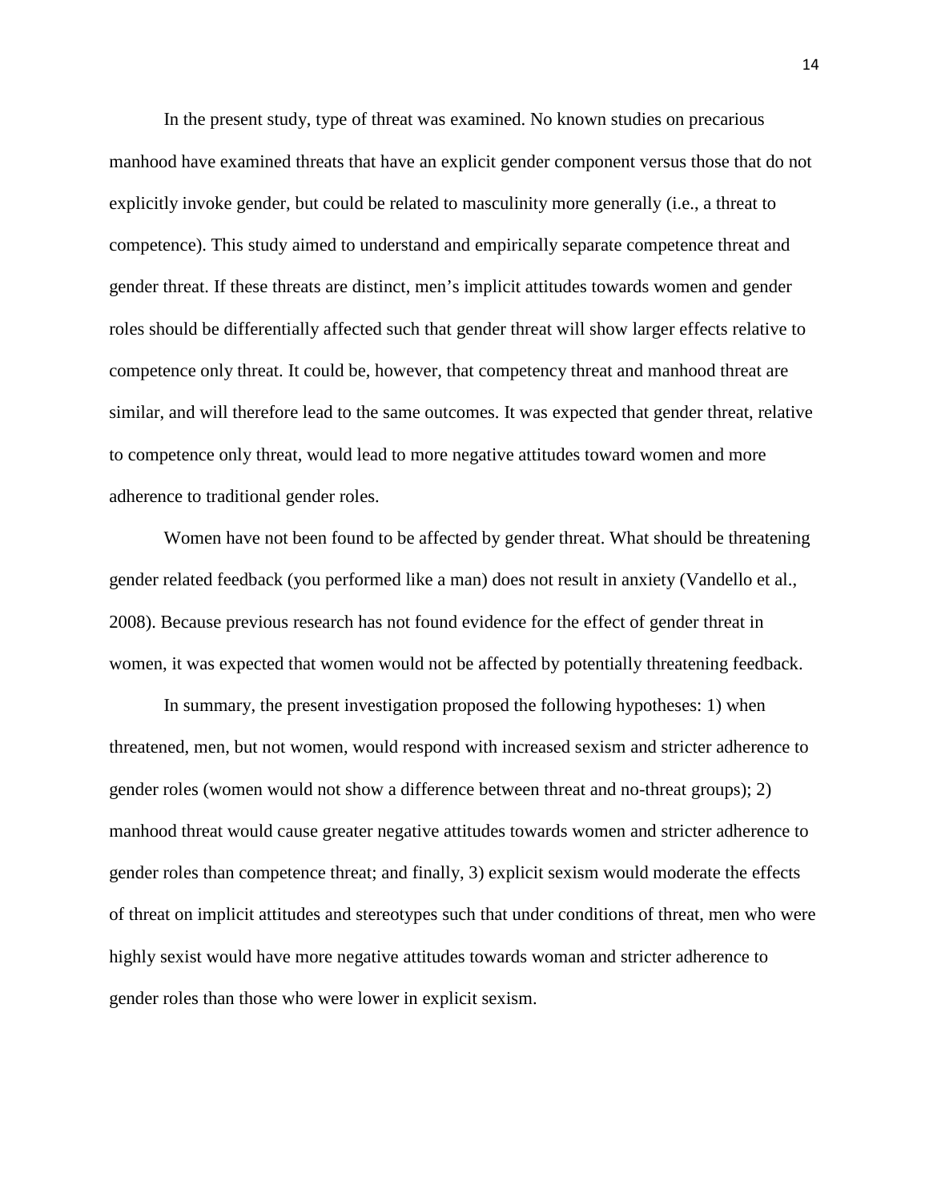In the present study, type of threat was examined. No known studies on precarious manhood have examined threats that have an explicit gender component versus those that do not explicitly invoke gender, but could be related to masculinity more generally (i.e., a threat to competence). This study aimed to understand and empirically separate competence threat and gender threat. If these threats are distinct, men's implicit attitudes towards women and gender roles should be differentially affected such that gender threat will show larger effects relative to competence only threat. It could be, however, that competency threat and manhood threat are similar, and will therefore lead to the same outcomes. It was expected that gender threat, relative to competence only threat, would lead to more negative attitudes toward women and more adherence to traditional gender roles.

Women have not been found to be affected by gender threat. What should be threatening gender related feedback (you performed like a man) does not result in anxiety (Vandello et al., 2008). Because previous research has not found evidence for the effect of gender threat in women, it was expected that women would not be affected by potentially threatening feedback.

In summary, the present investigation proposed the following hypotheses: 1) when threatened, men, but not women, would respond with increased sexism and stricter adherence to gender roles (women would not show a difference between threat and no-threat groups); 2) manhood threat would cause greater negative attitudes towards women and stricter adherence to gender roles than competence threat; and finally, 3) explicit sexism would moderate the effects of threat on implicit attitudes and stereotypes such that under conditions of threat, men who were highly sexist would have more negative attitudes towards woman and stricter adherence to gender roles than those who were lower in explicit sexism.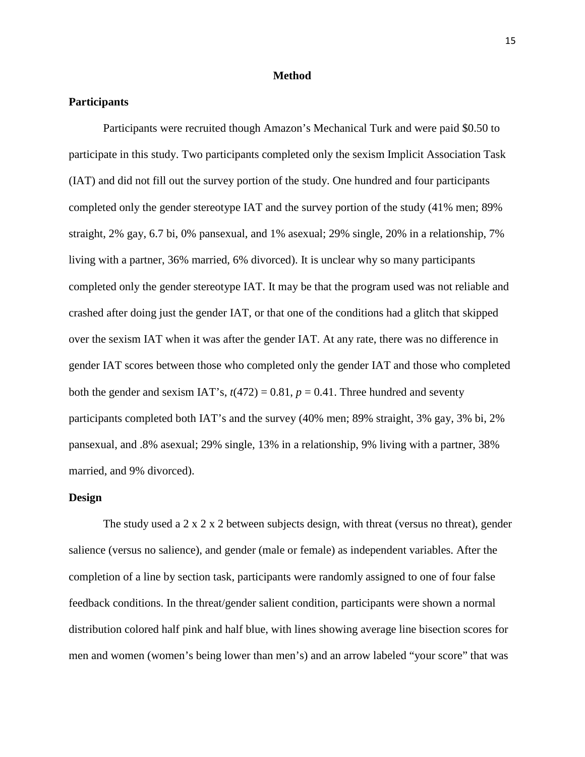## Method

### Participants

Participants were recruited though Amazon's Mechanical Turk and were paid \$0.50 to participate in this study. Two participants completed only the sexism Implicit Association Task (IAT) and did not fill out the survey portion of the study. One hundred and four participants completed only the gender stereotype IAT and the survey portion of the study (41% men; 89% straight, 2% gay, 6.7 bi, 0% pansexual, and 1% asexual; 29% single, 20% in a relationship, 7% living with a partner, 36% married, 6% divorced). It is unclear why so many participants completed only the gender stereotype IAT. It may be that the program used was not reliable and crashed after doing just the gender IAT, or that one of the conditions had a glitch that skipped over the sexism IAT when it was after the gender IAT. At any rate, there was no difference in gender IAT scores between those who completed only the gender IAT and those who completed both the gender and sexism IAT's, $t(472) = 0.81$, $p = 0.41$. Three hundred and seventy participants completed both IAT's and the survey (40% men; 89% straight, 3% gay, 3% bi, 2% pansexual, and .8% asexual; 29% single, 13% in a relationship, 9% living with a partner, 38% married, and 9% divorced).

### Design

The study used a 2 x 2 x 2 between subjects design, with threat (versus no threat), gender salience (versus no salience), and gender (male or female) as independent variables. After the completion of a line by section task, participants were randomly assigned to one of four false feedback conditions. In the threat/gender salient condition, participants were shown a normal distribution colored half pink and half blue, with lines showing average line bisection scores for men and women (women's being lower than men's) and an arrow labeled "your score" that was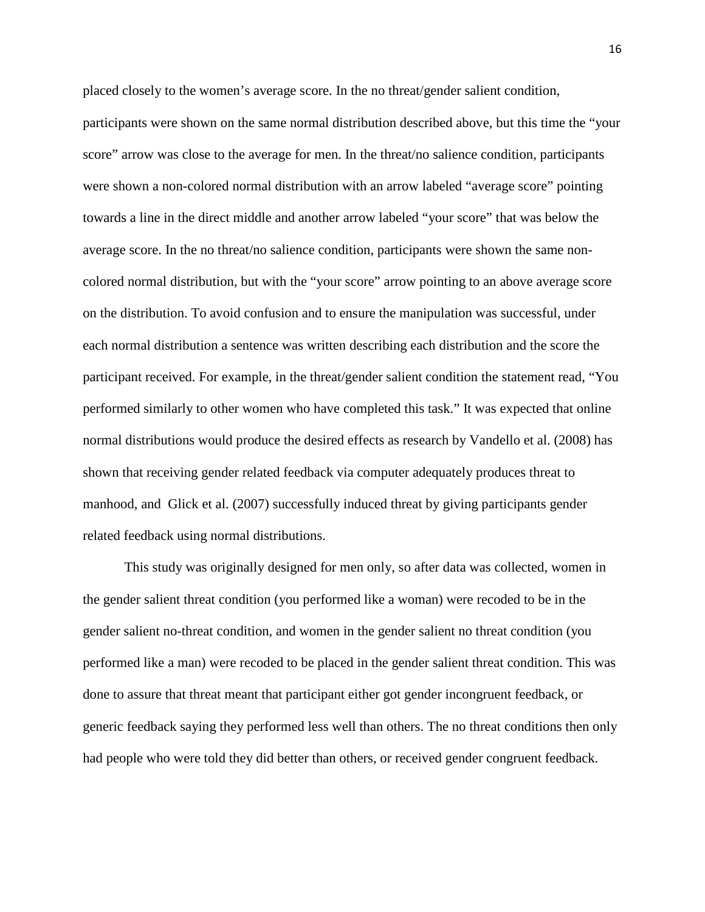placed closely to the women's average score. In the no threat/gender salient condition, participants were shown on the same normal distribution described above, but this time the "your score" arrow was close to the average for men. In the threat/no salience condition, participants were shown a non-colored normal distribution with an arrow labeled "average score" pointing towards a line in the direct middle and another arrow labeled "your score" that was below the average score. In the no threat/no salience condition, participants were shown the same non-colored normal distribution, but with the "your score" arrow pointing to an above average score on the distribution. To avoid confusion and to ensure the manipulation was successful, under each normal distribution a sentence was written describing each distribution and the score the participant received. For example, in the threat/gender salient condition the statement read, "You performed similarly to other women who have completed this task." It was expected that online normal distributions would produce the desired effects as research by Vandello et al. (2008) has shown that receiving gender related feedback via computer adequately produces threat to manhood, and Glick et al. (2007) successfully induced threat by giving participants gender related feedback using normal distributions.

This study was originally designed for men only, so after data was collected, women in the gender salient threat condition (you performed like a woman) were recoded to be in the gender salient no-threat condition, and women in the gender salient no threat condition (you performed like a man) were recoded to be placed in the gender salient threat condition. This was done to assure that threat meant that participant either got gender incongruent feedback, or generic feedback saying they performed less well than others. The no threat conditions then only had people who were told they did better than others, or received gender congruent feedback.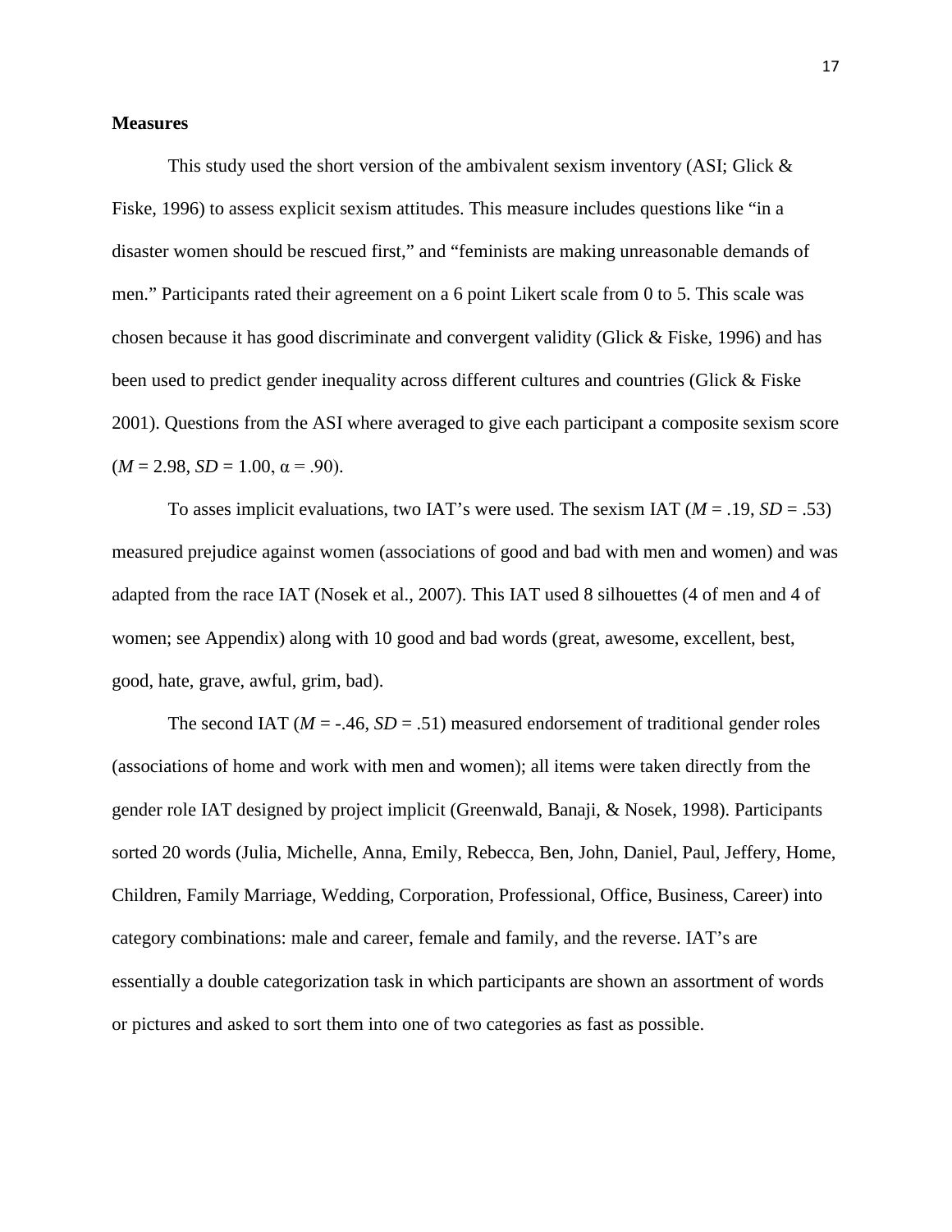**Measures**

This study used the short version of the ambivalent sexism inventory (ASI; Glick & Fiske, 1996) to assess explicit sexism attitudes. This measure includes questions like "in a disaster women should be rescued first," and "feminists are making unreasonable demands of men." Participants rated their agreement on a 6 point Likert scale from 0 to 5. This scale was chosen because it has good discriminate and convergent validity (Glick & Fiske, 1996) and has been used to predict gender inequality across different cultures and countries (Glick & Fiske 2001). Questions from the ASI where averaged to give each participant a composite sexism score ($M$ = 2.98, $SD$ = 1.00, $\alpha$ = .90).

To asses implicit evaluations, two IAT's were used. The sexism IAT ($M$ = .19, $SD$ = .53) measured prejudice against women (associations of good and bad with men and women) and was adapted from the race IAT (Nosek et al., 2007). This IAT used 8 silhouettes (4 of men and 4 of women; see Appendix) along with 10 good and bad words (great, awesome, excellent, best, good, hate, grave, awful, grim, bad).

The second IAT ($M$ = -.46, $SD$ = .51) measured endorsement of traditional gender roles (associations of home and work with men and women); all items were taken directly from the gender role IAT designed by project implicit (Greenwald, Banaji, & Nosek, 1998). Participants sorted 20 words (Julia, Michelle, Anna, Emily, Rebecca, Ben, John, Daniel, Paul, Jeffery, Home, Children, Family Marriage, Wedding, Corporation, Professional, Office, Business, Career) into category combinations: male and career, female and family, and the reverse. IAT's are essentially a double categorization task in which participants are shown an assortment of words or pictures and asked to sort them into one of two categories as fast as possible.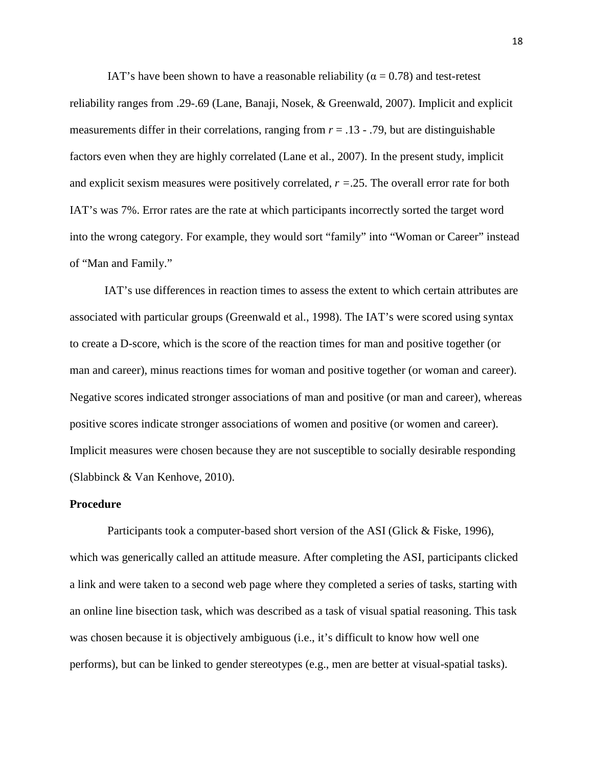IAT's have been shown to have a reasonable reliability ($\alpha = 0.78$) and test-retest reliability ranges from .29-.69 (Lane, Banaji, Nosek, & Greenwald, 2007). Implicit and explicit measurements differ in their correlations, ranging from $r = .13$ - .79, but are distinguishable factors even when they are highly correlated (Lane et al., 2007). In the present study, implicit and explicit sexism measures were positively correlated, $r = .25$. The overall error rate for both IAT's was 7%. Error rates are the rate at which participants incorrectly sorted the target word into the wrong category. For example, they would sort "family" into "Woman or Career" instead of "Man and Family."

IAT's use differences in reaction times to assess the extent to which certain attributes are associated with particular groups (Greenwald et al., 1998). The IAT's were scored using syntax to create a D-score, which is the score of the reaction times for man and positive together (or man and career), minus reactions times for woman and positive together (or woman and career). Negative scores indicated stronger associations of man and positive (or man and career), whereas positive scores indicate stronger associations of women and positive (or women and career). Implicit measures were chosen because they are not susceptible to socially desirable responding (Slabbinck & Van Kenhove, 2010).

**Procedure**

Participants took a computer-based short version of the ASI (Glick & Fiske, 1996), which was generically called an attitude measure. After completing the ASI, participants clicked a link and were taken to a second web page where they completed a series of tasks, starting with an online line bisection task, which was described as a task of visual spatial reasoning. This task was chosen because it is objectively ambiguous (i.e., it's difficult to know how well one performs), but can be linked to gender stereotypes (e.g., men are better at visual-spatial tasks).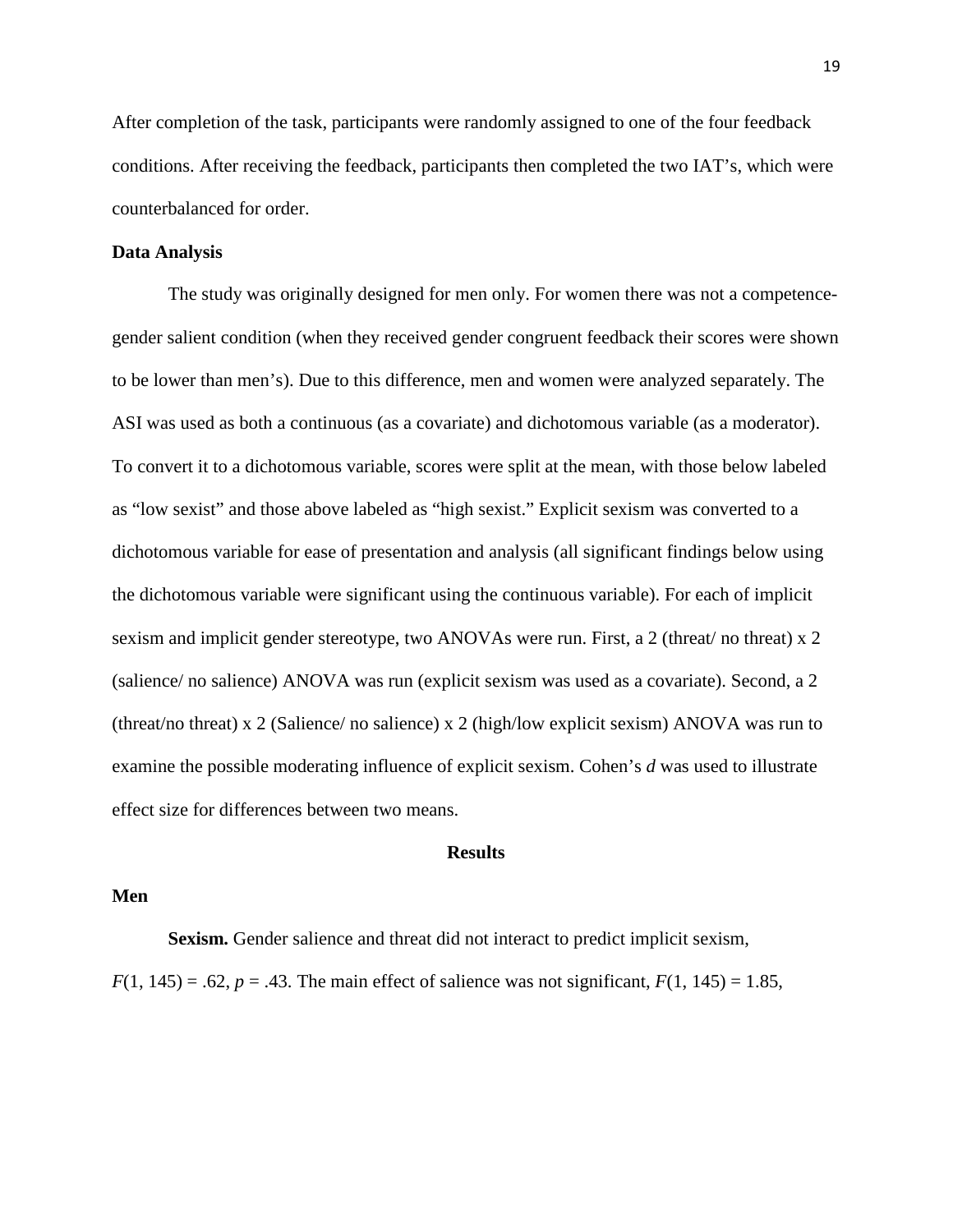After completion of the task, participants were randomly assigned to one of the four feedback conditions. After receiving the feedback, participants then completed the two IAT's, which were counterbalanced for order.

**Data Analysis**

The study was originally designed for men only. For women there was not a competence-gender salient condition (when they received gender congruent feedback their scores were shown to be lower than men's). Due to this difference, men and women were analyzed separately. The ASI was used as both a continuous (as a covariate) and dichotomous variable (as a moderator). To convert it to a dichotomous variable, scores were split at the mean, with those below labeled as "low sexist" and those above labeled as "high sexist." Explicit sexism was converted to a dichotomous variable for ease of presentation and analysis (all significant findings below using the dichotomous variable were significant using the continuous variable). For each of implicit sexism and implicit gender stereotype, two ANOVAs were run. First, a 2 (threat/ no threat) x 2 (salience/ no salience) ANOVA was run (explicit sexism was used as a covariate). Second, a 2 (threat/no threat) x 2 (Salience/ no salience) x 2 (high/low explicit sexism) ANOVA was run to examine the possible moderating influence of explicit sexism. Cohen's *d* was used to illustrate effect size for differences between two means.

## Results

**Men**

**Sexism.** Gender salience and threat did not interact to predict implicit sexism, $F(1, 145) = .62$, $p = .43$. The main effect of salience was not significant, $F(1, 145) = 1.85$,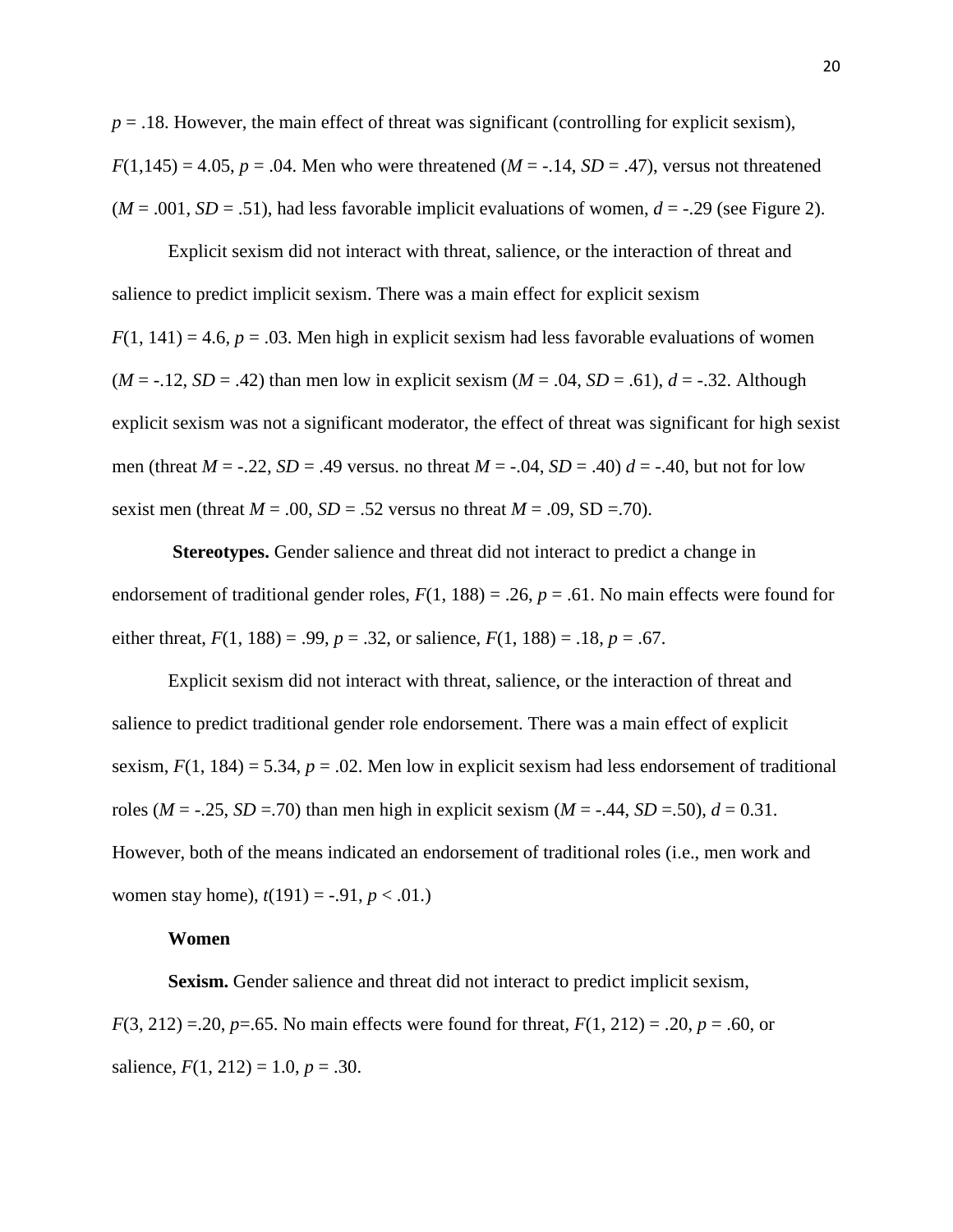$p = .18$. However, the main effect of threat was significant (controlling for explicit sexism), $F(1,145) = 4.05$, $p = .04$. Men who were threatened ($M = -.14$, $SD = .47$), versus not threatened ($M = .001$, $SD = .51$), had less favorable implicit evaluations of women, $d = -.29$ (see Figure 2).

Explicit sexism did not interact with threat, salience, or the interaction of threat and salience to predict implicit sexism. There was a main effect for explicit sexism $F(1, 141) = 4.6$, $p = .03$. Men high in explicit sexism had less favorable evaluations of women ($M = -.12$, $SD = .42$) than men low in explicit sexism ($M = .04$, $SD = .61$), $d = -.32$. Although explicit sexism was not a significant moderator, the effect of threat was significant for high sexist men (threat $M = -.22$, $SD = .49$ versus. no threat $M = -.04$, $SD = .40$) $d = -.40$, but not for low sexist men (threat $M = .00$, $SD = .52$ versus no threat $M = .09$, SD =.70).

**Stereotypes.** Gender salience and threat did not interact to predict a change in endorsement of traditional gender roles, $F(1, 188) = .26$, $p = .61$. No main effects were found for either threat, $F(1, 188) = .99$, $p = .32$, or salience, $F(1, 188) = .18$, $p = .67$.

Explicit sexism did not interact with threat, salience, or the interaction of threat and salience to predict traditional gender role endorsement. There was a main effect of explicit sexism, $F(1, 184) = 5.34$, $p = .02$. Men low in explicit sexism had less endorsement of traditional roles ($M = -.25$, $SD = .70$) than men high in explicit sexism ($M = -.44$, $SD = .50$), $d = 0.31$. However, both of the means indicated an endorsement of traditional roles (i.e., men work and women stay home), $t(191) = -.91$, $p < .01$.)

**Women**

**Sexism.** Gender salience and threat did not interact to predict implicit sexism, $F(3, 212) = .20$, $p = .65$. No main effects were found for threat, $F(1, 212) = .20$, $p = .60$, or salience, $F(1, 212) = 1.0$, $p = .30$.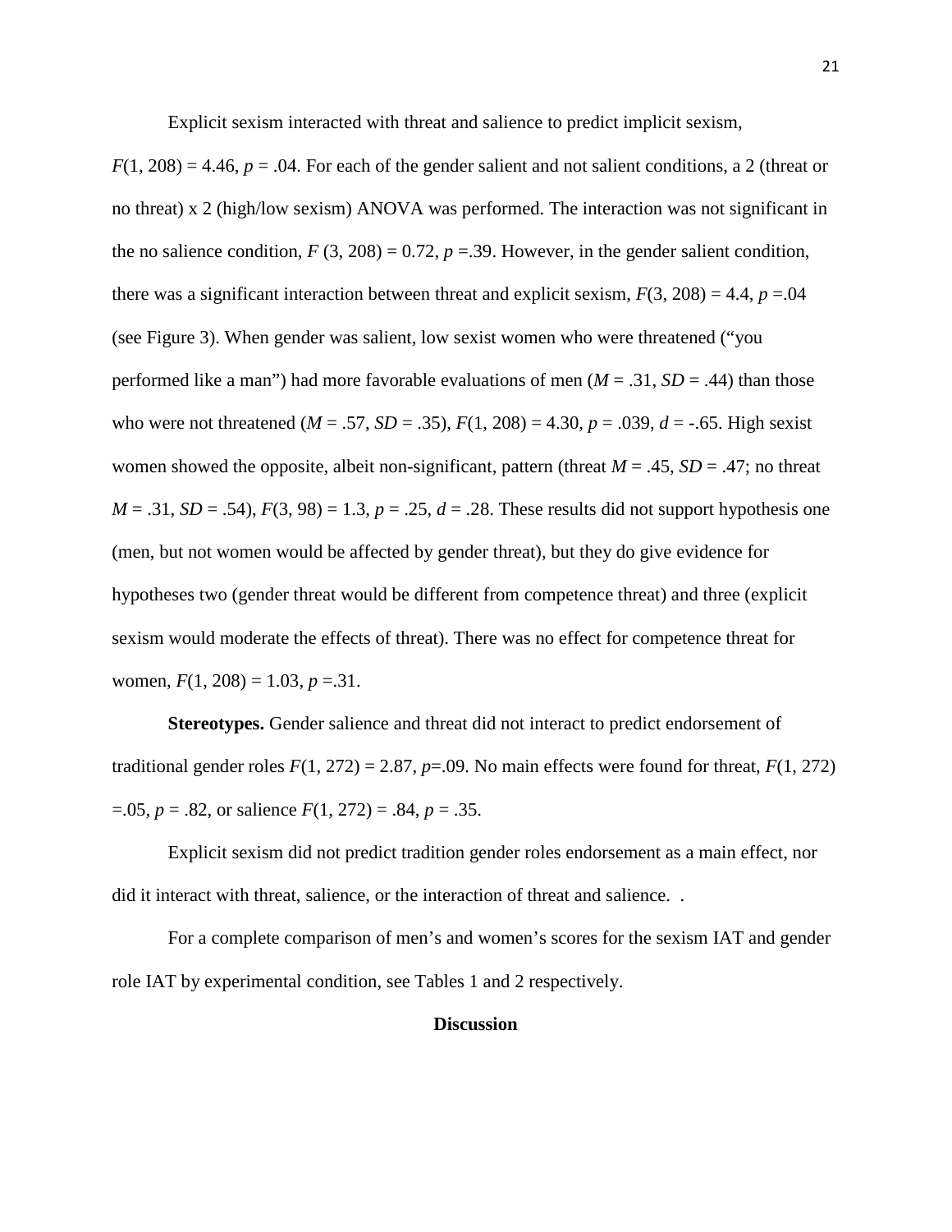Explicit sexism interacted with threat and salience to predict implicit sexism, $F(1, 208) = 4.46$, $p = .04$. For each of the gender salient and not salient conditions, a 2 (threat or no threat) x 2 (high/low sexism) ANOVA was performed. The interaction was not significant in the no salience condition, $F(3, 208) = 0.72$, $p = .39$. However, in the gender salient condition, there was a significant interaction between threat and explicit sexism, $F(3, 208) = 4.4$, $p = .04$ (see Figure 3). When gender was salient, low sexist women who were threatened ("you performed like a man") had more favorable evaluations of men ($M = .31$, $SD = .44$) than those who were not threatened ($M = .57$, $SD = .35$), $F(1, 208) = 4.30$, $p = .039$, $d = -.65$. High sexist women showed the opposite, albeit non-significant, pattern (threat $M = .45$, $SD = .47$; no threat $M = .31$, $SD = .54$), $F(3, 98) = 1.3$, $p = .25$, $d = .28$. These results did not support hypothesis one (men, but not women would be affected by gender threat), but they do give evidence for hypotheses two (gender threat would be different from competence threat) and three (explicit sexism would moderate the effects of threat). There was no effect for competence threat for women, $F(1, 208) = 1.03$, $p = .31$.

**Stereotypes.** Gender salience and threat did not interact to predict endorsement of traditional gender roles $F(1, 272) = 2.87$, $p = .09$. No main effects were found for threat, $F(1, 272) = .05$, $p = .82$, or salience $F(1, 272) = .84$, $p = .35$.

Explicit sexism did not predict tradition gender roles endorsement as a main effect, nor did it interact with threat, salience, or the interaction of threat and salience. .

For a complete comparison of men's and women's scores for the sexism IAT and gender role IAT by experimental condition, see Tables 1 and 2 respectively.

## Discussion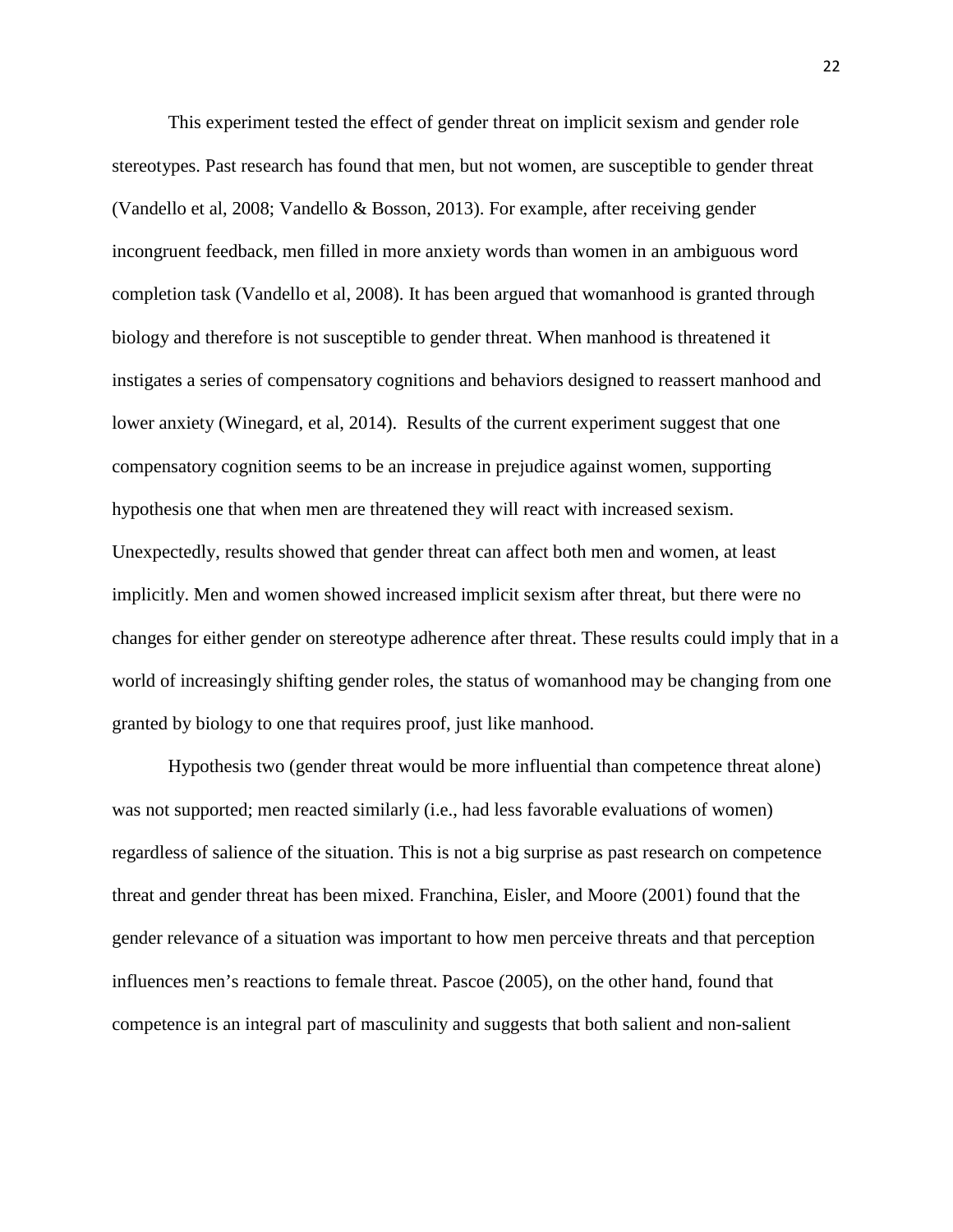This experiment tested the effect of gender threat on implicit sexism and gender role stereotypes. Past research has found that men, but not women, are susceptible to gender threat (Vandello et al, 2008; Vandello & Bosson, 2013). For example, after receiving gender incongruent feedback, men filled in more anxiety words than women in an ambiguous word completion task (Vandello et al, 2008). It has been argued that womanhood is granted through biology and therefore is not susceptible to gender threat. When manhood is threatened it instigates a series of compensatory cognitions and behaviors designed to reassert manhood and lower anxiety (Winegard, et al, 2014). Results of the current experiment suggest that one compensatory cognition seems to be an increase in prejudice against women, supporting hypothesis one that when men are threatened they will react with increased sexism. Unexpectedly, results showed that gender threat can affect both men and women, at least implicitly. Men and women showed increased implicit sexism after threat, but there were no changes for either gender on stereotype adherence after threat. These results could imply that in a world of increasingly shifting gender roles, the status of womanhood may be changing from one granted by biology to one that requires proof, just like manhood.

Hypothesis two (gender threat would be more influential than competence threat alone) was not supported; men reacted similarly (i.e., had less favorable evaluations of women) regardless of salience of the situation. This is not a big surprise as past research on competence threat and gender threat has been mixed. Franchina, Eisler, and Moore (2001) found that the gender relevance of a situation was important to how men perceive threats and that perception influences men's reactions to female threat. Pascoe (2005), on the other hand, found that competence is an integral part of masculinity and suggests that both salient and non-salient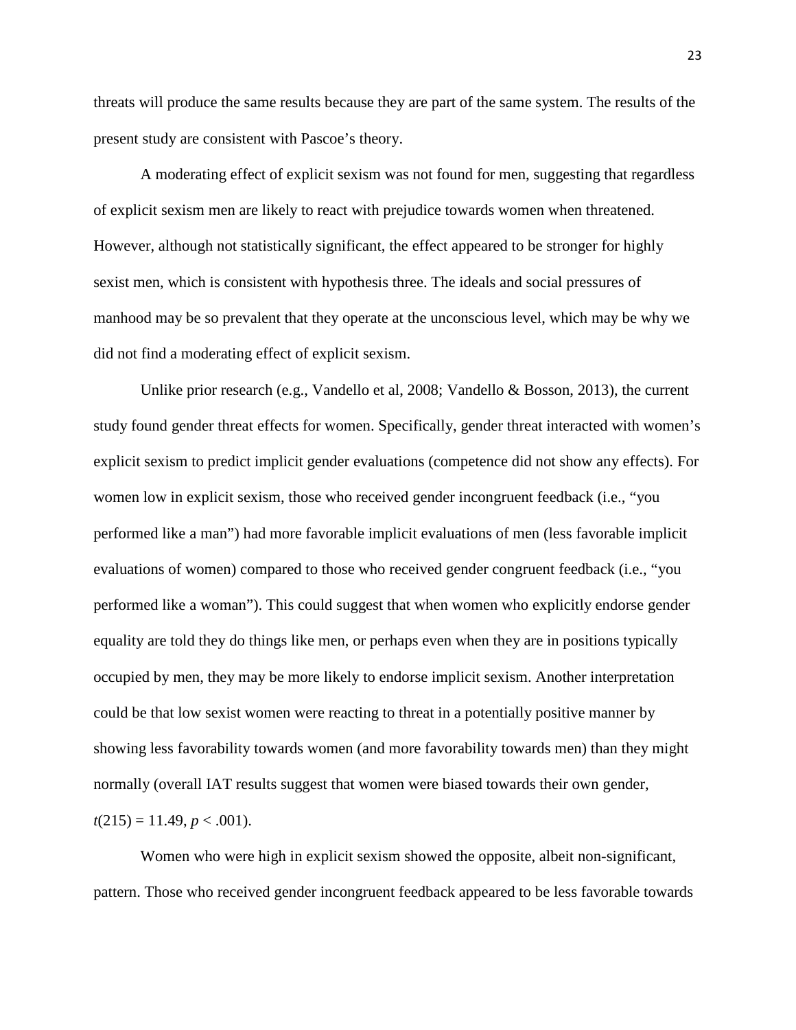threats will produce the same results because they are part of the same system. The results of the present study are consistent with Pascoe's theory.

A moderating effect of explicit sexism was not found for men, suggesting that regardless of explicit sexism men are likely to react with prejudice towards women when threatened. However, although not statistically significant, the effect appeared to be stronger for highly sexist men, which is consistent with hypothesis three. The ideals and social pressures of manhood may be so prevalent that they operate at the unconscious level, which may be why we did not find a moderating effect of explicit sexism.

Unlike prior research (e.g., Vandello et al, 2008; Vandello & Bosson, 2013), the current study found gender threat effects for women. Specifically, gender threat interacted with women's explicit sexism to predict implicit gender evaluations (competence did not show any effects). For women low in explicit sexism, those who received gender incongruent feedback (i.e., "you performed like a man") had more favorable implicit evaluations of men (less favorable implicit evaluations of women) compared to those who received gender congruent feedback (i.e., "you performed like a woman"). This could suggest that when women who explicitly endorse gender equality are told they do things like men, or perhaps even when they are in positions typically occupied by men, they may be more likely to endorse implicit sexism. Another interpretation could be that low sexist women were reacting to threat in a potentially positive manner by showing less favorability towards women (and more favorability towards men) than they might normally (overall IAT results suggest that women were biased towards their own gender, $t(215) = 11.49$, $p < .001$).

Women who were high in explicit sexism showed the opposite, albeit non-significant, pattern. Those who received gender incongruent feedback appeared to be less favorable towards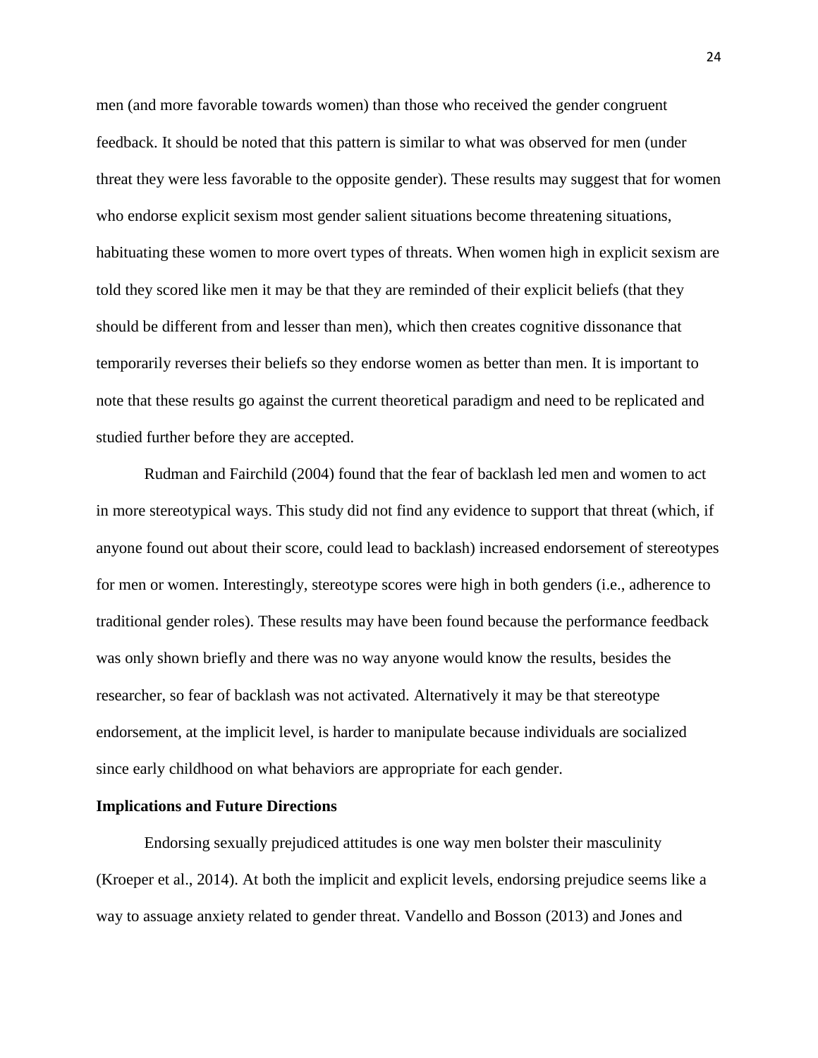men (and more favorable towards women) than those who received the gender congruent feedback. It should be noted that this pattern is similar to what was observed for men (under threat they were less favorable to the opposite gender). These results may suggest that for women who endorse explicit sexism most gender salient situations become threatening situations, habituating these women to more overt types of threats. When women high in explicit sexism are told they scored like men it may be that they are reminded of their explicit beliefs (that they should be different from and lesser than men), which then creates cognitive dissonance that temporarily reverses their beliefs so they endorse women as better than men. It is important to note that these results go against the current theoretical paradigm and need to be replicated and studied further before they are accepted.

Rudman and Fairchild (2004) found that the fear of backlash led men and women to act in more stereotypical ways. This study did not find any evidence to support that threat (which, if anyone found out about their score, could lead to backlash) increased endorsement of stereotypes for men or women. Interestingly, stereotype scores were high in both genders (i.e., adherence to traditional gender roles). These results may have been found because the performance feedback was only shown briefly and there was no way anyone would know the results, besides the researcher, so fear of backlash was not activated. Alternatively it may be that stereotype endorsement, at the implicit level, is harder to manipulate because individuals are socialized since early childhood on what behaviors are appropriate for each gender.

**Implications and Future Directions**

Endorsing sexually prejudiced attitudes is one way men bolster their masculinity (Kroeper et al., 2014). At both the implicit and explicit levels, endorsing prejudice seems like a way to assuage anxiety related to gender threat. Vandello and Bosson (2013) and Jones and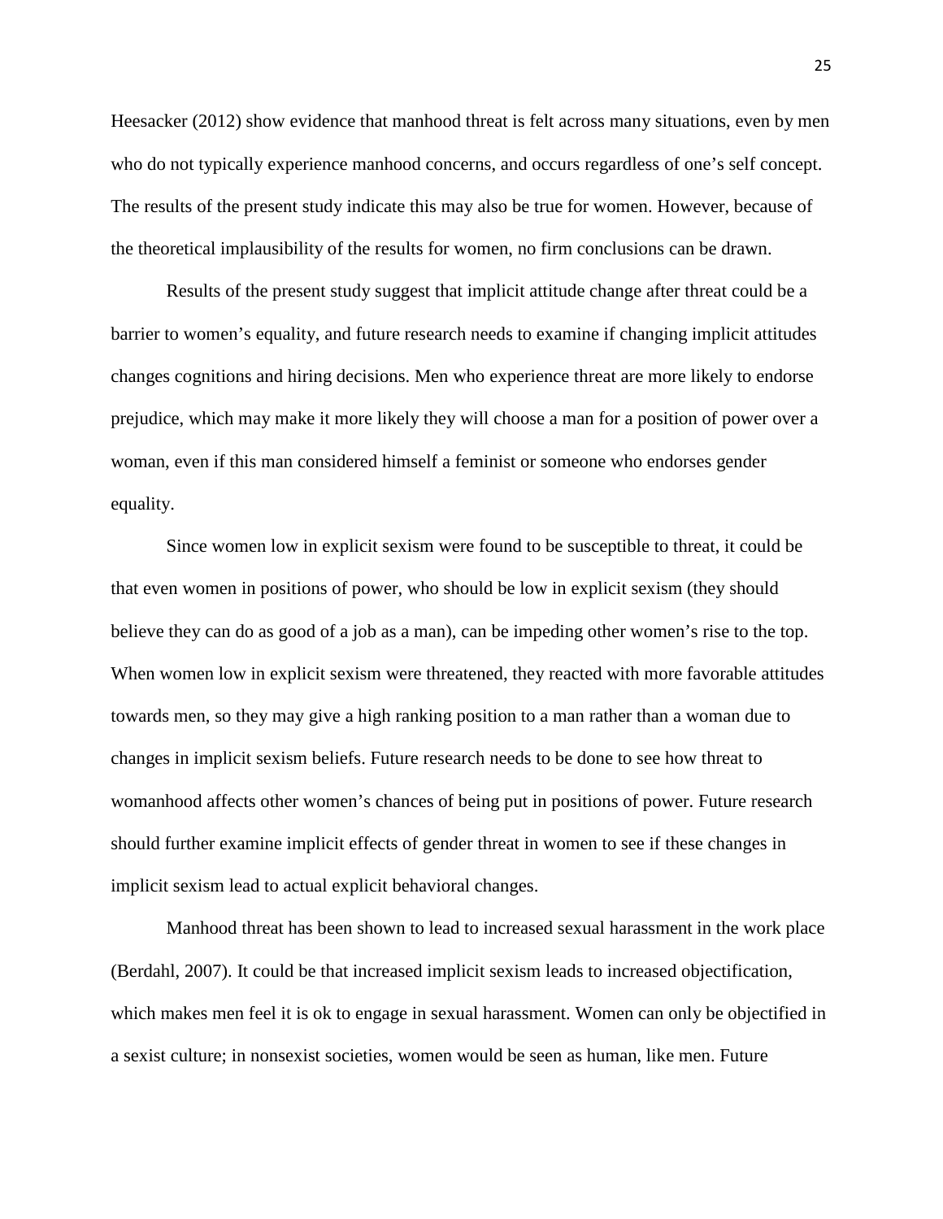Heesacker (2012) show evidence that manhood threat is felt across many situations, even by men who do not typically experience manhood concerns, and occurs regardless of one's self concept. The results of the present study indicate this may also be true for women. However, because of the theoretical implausibility of the results for women, no firm conclusions can be drawn.

Results of the present study suggest that implicit attitude change after threat could be a barrier to women's equality, and future research needs to examine if changing implicit attitudes changes cognitions and hiring decisions. Men who experience threat are more likely to endorse prejudice, which may make it more likely they will choose a man for a position of power over a woman, even if this man considered himself a feminist or someone who endorses gender equality.

Since women low in explicit sexism were found to be susceptible to threat, it could be that even women in positions of power, who should be low in explicit sexism (they should believe they can do as good of a job as a man), can be impeding other women's rise to the top. When women low in explicit sexism were threatened, they reacted with more favorable attitudes towards men, so they may give a high ranking position to a man rather than a woman due to changes in implicit sexism beliefs. Future research needs to be done to see how threat to womanhood affects other women's chances of being put in positions of power. Future research should further examine implicit effects of gender threat in women to see if these changes in implicit sexism lead to actual explicit behavioral changes.

Manhood threat has been shown to lead to increased sexual harassment in the work place (Berdahl, 2007). It could be that increased implicit sexism leads to increased objectification, which makes men feel it is ok to engage in sexual harassment. Women can only be objectified in a sexist culture; in nonsexist societies, women would be seen as human, like men. Future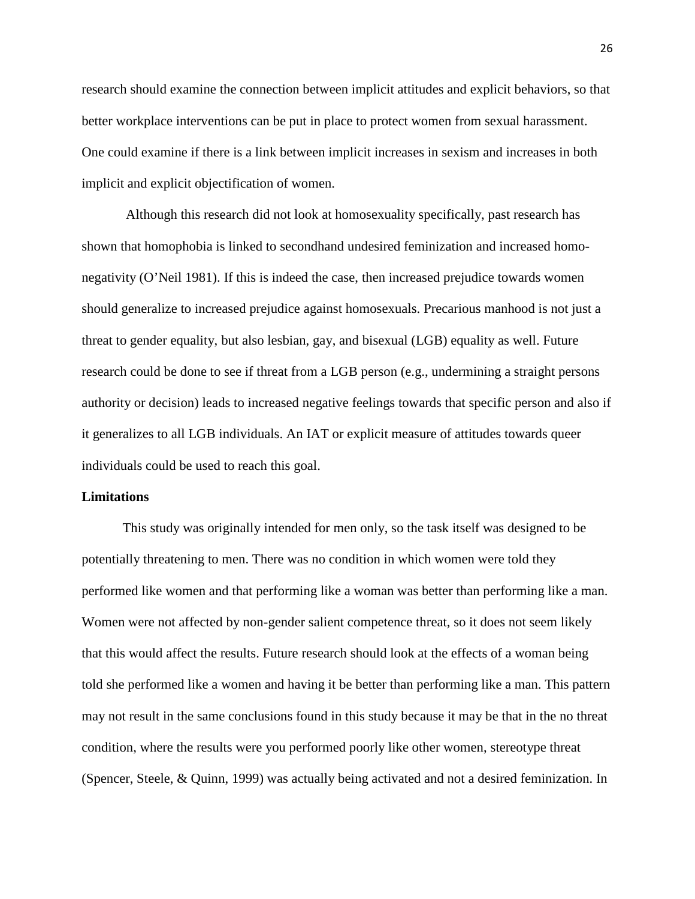research should examine the connection between implicit attitudes and explicit behaviors, so that better workplace interventions can be put in place to protect women from sexual harassment. One could examine if there is a link between implicit increases in sexism and increases in both implicit and explicit objectification of women.

Although this research did not look at homosexuality specifically, past research has shown that homophobia is linked to secondhand undesired feminization and increased homo-negativity (O'Neil 1981). If this is indeed the case, then increased prejudice towards women should generalize to increased prejudice against homosexuals. Precarious manhood is not just a threat to gender equality, but also lesbian, gay, and bisexual (LGB) equality as well. Future research could be done to see if threat from a LGB person (e.g., undermining a straight persons authority or decision) leads to increased negative feelings towards that specific person and also if it generalizes to all LGB individuals. An IAT or explicit measure of attitudes towards queer individuals could be used to reach this goal.

**Limitations**

This study was originally intended for men only, so the task itself was designed to be potentially threatening to men. There was no condition in which women were told they performed like women and that performing like a woman was better than performing like a man. Women were not affected by non-gender salient competence threat, so it does not seem likely that this would affect the results. Future research should look at the effects of a woman being told she performed like a women and having it be better than performing like a man. This pattern may not result in the same conclusions found in this study because it may be that in the no threat condition, where the results were you performed poorly like other women, stereotype threat (Spencer, Steele, & Quinn, 1999) was actually being activated and not a desired feminization. In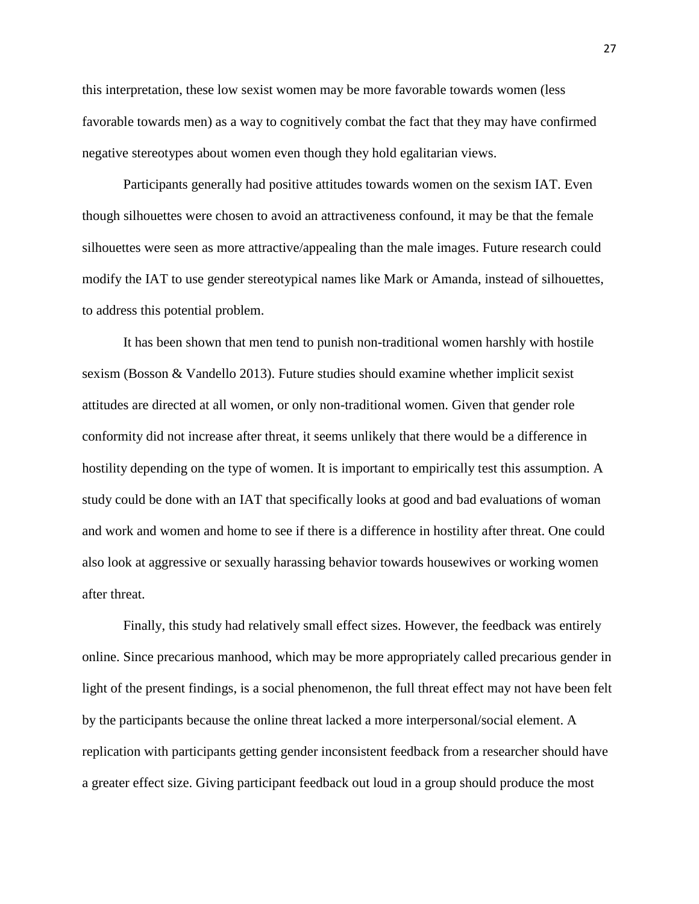this interpretation, these low sexist women may be more favorable towards women (less favorable towards men) as a way to cognitively combat the fact that they may have confirmed negative stereotypes about women even though they hold egalitarian views.

Participants generally had positive attitudes towards women on the sexism IAT. Even though silhouettes were chosen to avoid an attractiveness confound, it may be that the female silhouettes were seen as more attractive/appealing than the male images. Future research could modify the IAT to use gender stereotypical names like Mark or Amanda, instead of silhouettes, to address this potential problem.

It has been shown that men tend to punish non-traditional women harshly with hostile sexism (Bosson & Vandello 2013). Future studies should examine whether implicit sexist attitudes are directed at all women, or only non-traditional women. Given that gender role conformity did not increase after threat, it seems unlikely that there would be a difference in hostility depending on the type of women. It is important to empirically test this assumption. A study could be done with an IAT that specifically looks at good and bad evaluations of woman and work and women and home to see if there is a difference in hostility after threat. One could also look at aggressive or sexually harassing behavior towards housewives or working women after threat.

Finally, this study had relatively small effect sizes. However, the feedback was entirely online. Since precarious manhood, which may be more appropriately called precarious gender in light of the present findings, is a social phenomenon, the full threat effect may not have been felt by the participants because the online threat lacked a more interpersonal/social element. A replication with participants getting gender inconsistent feedback from a researcher should have a greater effect size. Giving participant feedback out loud in a group should produce the most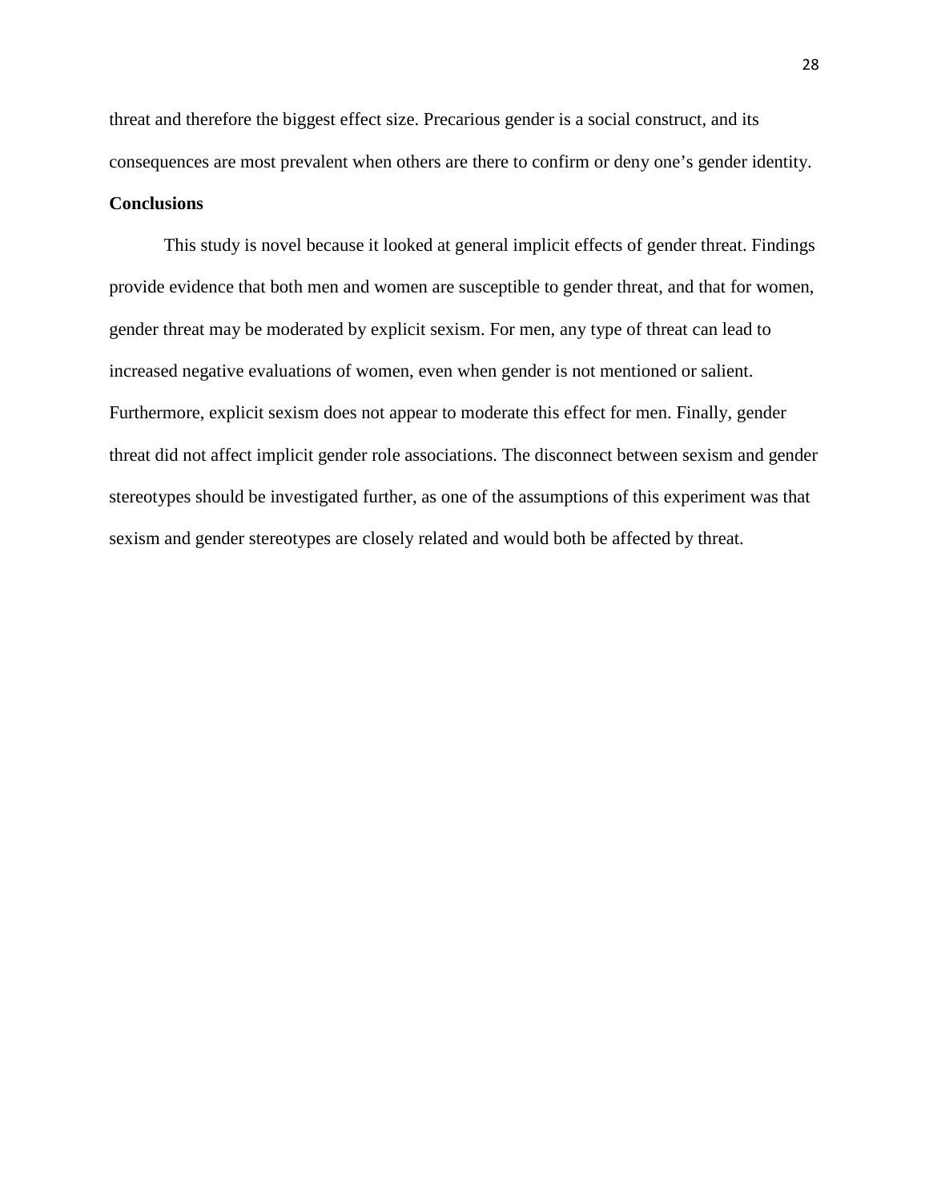threat and therefore the biggest effect size. Precarious gender is a social construct, and its consequences are most prevalent when others are there to confirm or deny one's gender identity.

**Conclusions**

This study is novel because it looked at general implicit effects of gender threat. Findings provide evidence that both men and women are susceptible to gender threat, and that for women, gender threat may be moderated by explicit sexism. For men, any type of threat can lead to increased negative evaluations of women, even when gender is not mentioned or salient. Furthermore, explicit sexism does not appear to moderate this effect for men. Finally, gender threat did not affect implicit gender role associations. The disconnect between sexism and gender stereotypes should be investigated further, as one of the assumptions of this experiment was that sexism and gender stereotypes are closely related and would both be affected by threat.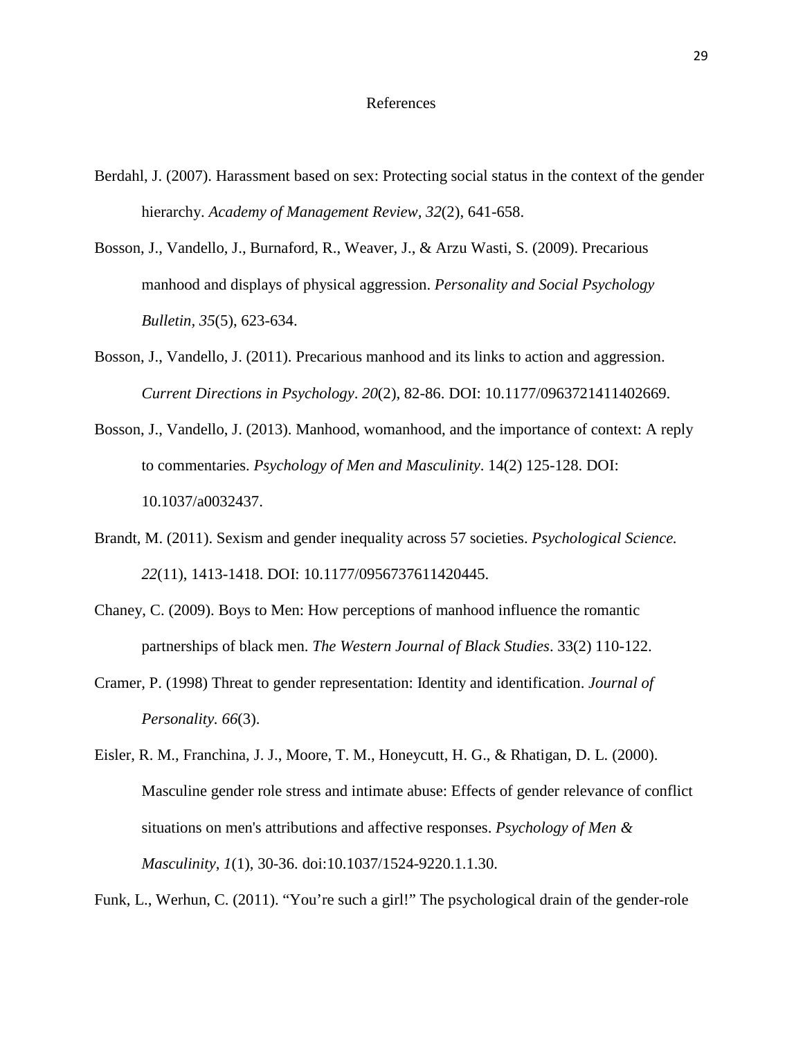# References

Berdahl, J. (2007). Harassment based on sex: Protecting social status in the context of the gender hierarchy. *Academy of Management Review*, *32*(2), 641-658.

Bosson, J., Vandello, J., Burnaford, R., Weaver, J., & Arzu Wasti, S. (2009). Precarious manhood and displays of physical aggression. *Personality and Social Psychology Bulletin, 35*(5), 623-634.

Bosson, J., Vandello, J. (2011). Precarious manhood and its links to action and aggression. *Current Directions in Psychology*. *20*(2), 82-86. DOI: 10.1177/0963721411402669.

Bosson, J., Vandello, J. (2013). Manhood, womanhood, and the importance of context: A reply to commentaries. *Psychology of Men and Masculinity*. 14(2) 125-128. DOI: 10.1037/a0032437.

Brandt, M. (2011). Sexism and gender inequality across 57 societies. *Psychological Science. 22*(11), 1413-1418. DOI: 10.1177/0956737611420445.

Chaney, C. (2009). Boys to Men: How perceptions of manhood influence the romantic partnerships of black men. *The Western Journal of Black Studies*. 33(2) 110-122.

Cramer, P. (1998) Threat to gender representation: Identity and identification. *Journal of Personality. 66*(3).

Eisler, R. M., Franchina, J. J., Moore, T. M., Honeycutt, H. G., & Rhatigan, D. L. (2000). Masculine gender role stress and intimate abuse: Effects of gender relevance of conflict situations on men's attributions and affective responses. *Psychology of Men & Masculinity*, *1*(1), 30-36. doi:10.1037/1524-9220.1.1.30.

Funk, L., Werhun, C. (2011). "You're such a girl!" The psychological drain of the gender-role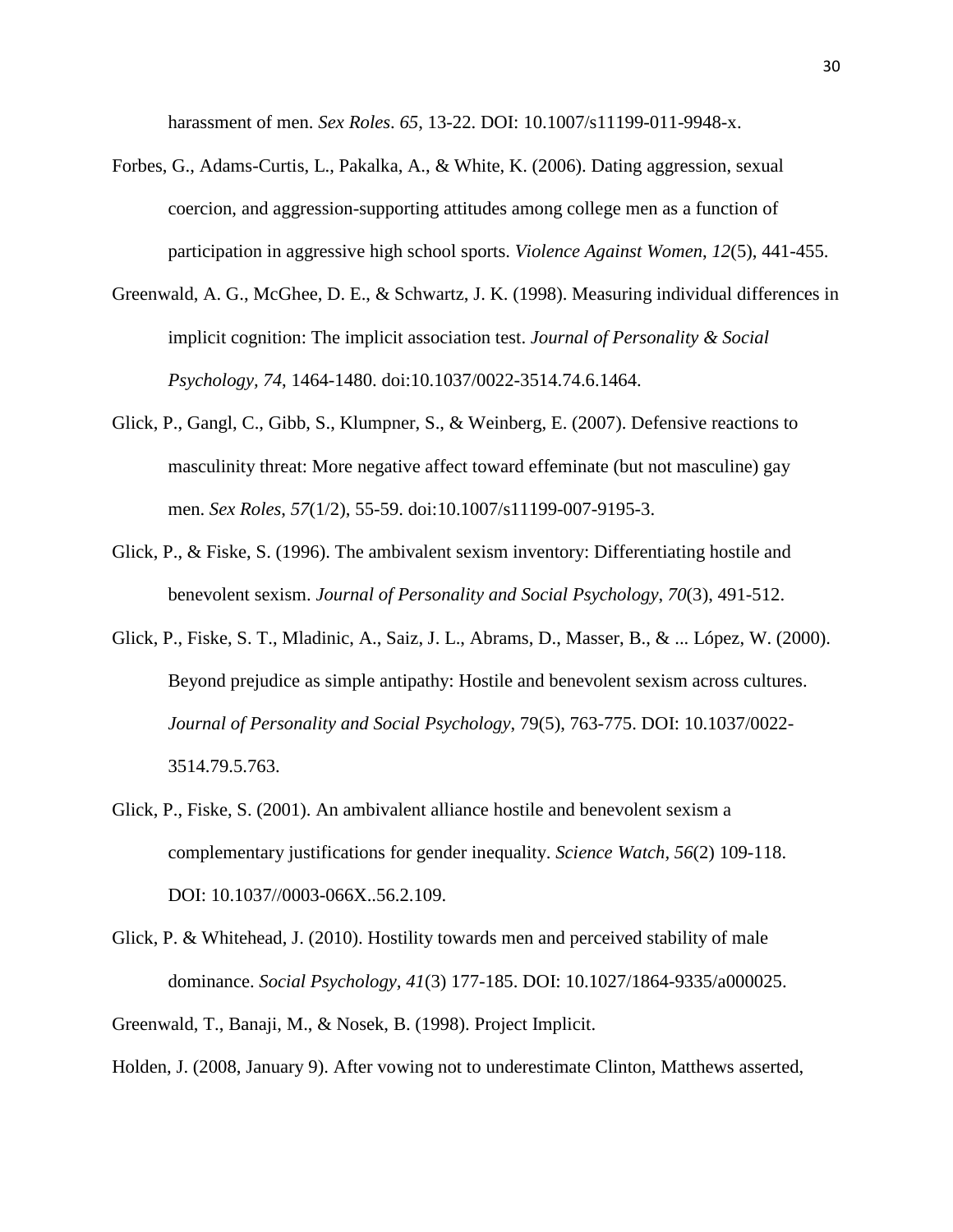harassment of men. *Sex Roles*. *65*, 13-22. DOI: 10.1007/s11199-011-9948-x.

Forbes, G., Adams-Curtis, L., Pakalka, A., & White, K. (2006). Dating aggression, sexual coercion, and aggression-supporting attitudes among college men as a function of participation in aggressive high school sports. *Violence Against Women*, *12*(5), 441-455.

Greenwald, A. G., McGhee, D. E., & Schwartz, J. K. (1998). Measuring individual differences in implicit cognition: The implicit association test. *Journal of Personality & Social Psychology, 74*, 1464-1480. doi:10.1037/0022-3514.74.6.1464.

Glick, P., Gangl, C., Gibb, S., Klumpner, S., & Weinberg, E. (2007). Defensive reactions to masculinity threat: More negative affect toward effeminate (but not masculine) gay men. *Sex Roles*, *57*(1/2), 55-59. doi:10.1007/s11199-007-9195-3.

Glick, P., & Fiske, S. (1996). The ambivalent sexism inventory: Differentiating hostile and benevolent sexism. *Journal of Personality and Social Psychology*, *70*(3), 491-512.

Glick, P., Fiske, S. T., Mladinic, A., Saiz, J. L., Abrams, D., Masser, B., & ... López, W. (2000). Beyond prejudice as simple antipathy: Hostile and benevolent sexism across cultures. *Journal of Personality and Social Psychology*, 79(5), 763-775. DOI: 10.1037/0022-3514.79.5.763.

Glick, P., Fiske, S. (2001). An ambivalent alliance hostile and benevolent sexism a complementary justifications for gender inequality. *Science Watch, 56*(2) 109-118. DOI: 10.1037//0003-066X..56.2.109.

Glick, P. & Whitehead, J. (2010). Hostility towards men and perceived stability of male dominance. *Social Psychology, 41*(3) 177-185. DOI: 10.1027/1864-9335/a000025.

Greenwald, T., Banaji, M., & Nosek, B. (1998). Project Implicit.

Holden, J. (2008, January 9). After vowing not to underestimate Clinton, Matthews asserted,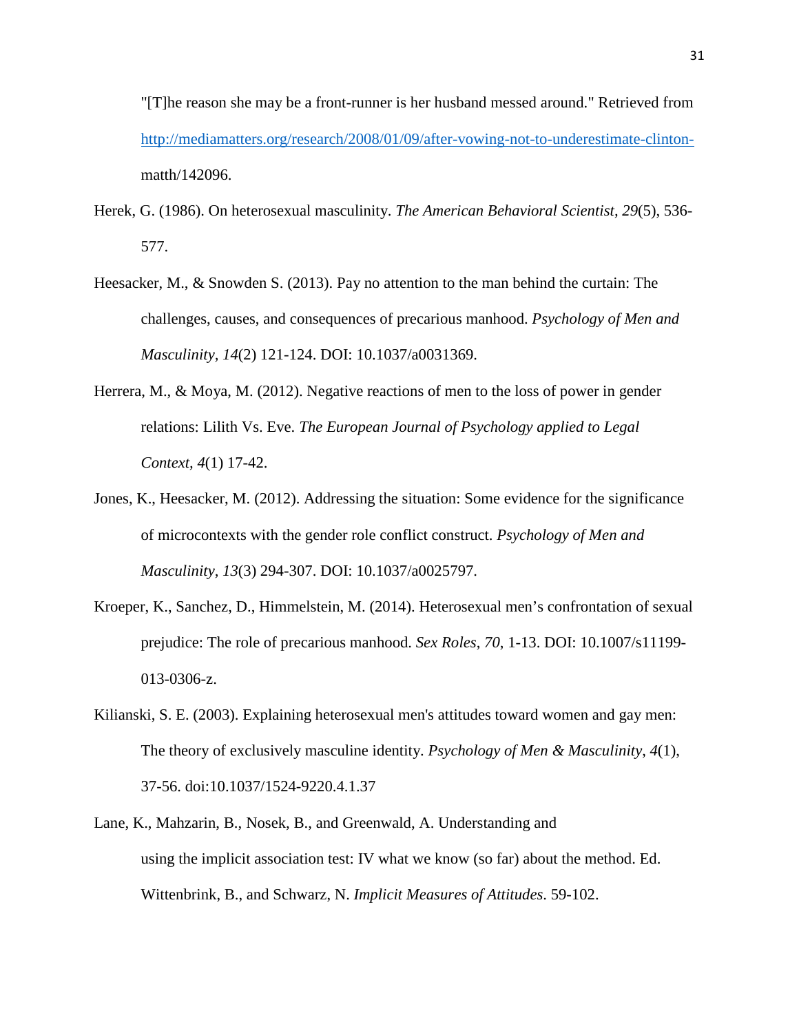"[T]he reason she may be a front-runner is her husband messed around." Retrieved from http://mediamatters.org/research/2008/01/09/after-vowing-not-to-underestimate-clinton-matth/142096.

Herek, G. (1986). On heterosexual masculinity. *The American Behavioral Scientist, 29*(5), 536-577.

Heesacker, M., & Snowden S. (2013). Pay no attention to the man behind the curtain: The challenges, causes, and consequences of precarious manhood. *Psychology of Men and Masculinity, 14*(2) 121-124. DOI: 10.1037/a0031369.

Herrera, M., & Moya, M. (2012). Negative reactions of men to the loss of power in gender relations: Lilith Vs. Eve. *The European Journal of Psychology applied to Legal Context, 4*(1) 17-42.

Jones, K., Heesacker, M. (2012). Addressing the situation: Some evidence for the significance of microcontexts with the gender role conflict construct. *Psychology of Men and Masculinity*, *13*(3) 294-307. DOI: 10.1037/a0025797.

Kroeper, K., Sanchez, D., Himmelstein, M. (2014). Heterosexual men's confrontation of sexual prejudice: The role of precarious manhood. *Sex Roles*, *70*, 1-13. DOI: 10.1007/s11199-013-0306-z.

Kilianski, S. E. (2003). Explaining heterosexual men's attitudes toward women and gay men: The theory of exclusively masculine identity. *Psychology of Men & Masculinity*, *4*(1), 37-56. doi:10.1037/1524-9220.4.1.37

Lane, K., Mahzarin, B., Nosek, B., and Greenwald, A. Understanding and using the implicit association test: IV what we know (so far) about the method. Ed. Wittenbrink, B., and Schwarz, N. *Implicit Measures of Attitudes*. 59-102.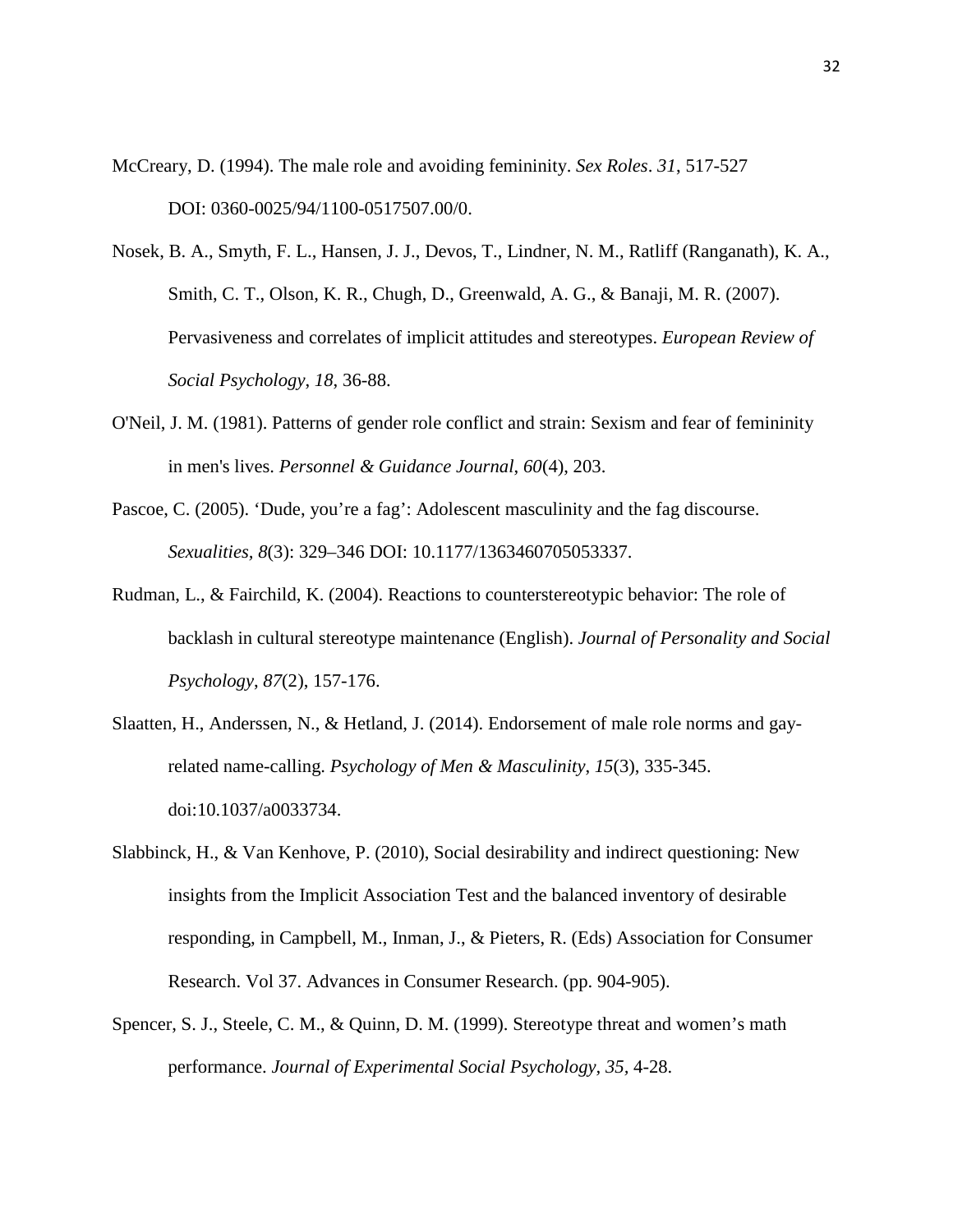McCreary, D. (1994). The male role and avoiding femininity. *Sex Roles*. *31*, 517-527 DOI: 0360-0025/94/1100-0517507.00/0.

Nosek, B. A., Smyth, F. L., Hansen, J. J., Devos, T., Lindner, N. M., Ratliff (Ranganath), K. A., Smith, C. T., Olson, K. R., Chugh, D., Greenwald, A. G., & Banaji, M. R. (2007). Pervasiveness and correlates of implicit attitudes and stereotypes. *European Review of Social Psychology*, *18*, 36-88.

O'Neil, J. M. (1981). Patterns of gender role conflict and strain: Sexism and fear of femininity in men's lives. *Personnel & Guidance Journal*, *60*(4), 203.

Pascoe, C. (2005). 'Dude, you're a fag': Adolescent masculinity and the fag discourse. *Sexualities*, *8*(3): 329–346 DOI: 10.1177/1363460705053337.

Rudman, L., & Fairchild, K. (2004). Reactions to counterstereotypic behavior: The role of backlash in cultural stereotype maintenance (English). *Journal of Personality and Social Psychology*, *87*(2), 157-176.

Slaatten, H., Anderssen, N., & Hetland, J. (2014). Endorsement of male role norms and gay-related name-calling. *Psychology of Men & Masculinity*, *15*(3), 335-345. doi:10.1037/a0033734.

Slabbinck, H., & Van Kenhove, P. (2010), Social desirability and indirect questioning: New insights from the Implicit Association Test and the balanced inventory of desirable responding, in Campbell, M., Inman, J., & Pieters, R. (Eds) Association for Consumer Research. Vol 37. Advances in Consumer Research. (pp. 904-905).

Spencer, S. J., Steele, C. M., & Quinn, D. M. (1999). Stereotype threat and women's math performance. *Journal of Experimental Social Psychology*, *35*, 4-28.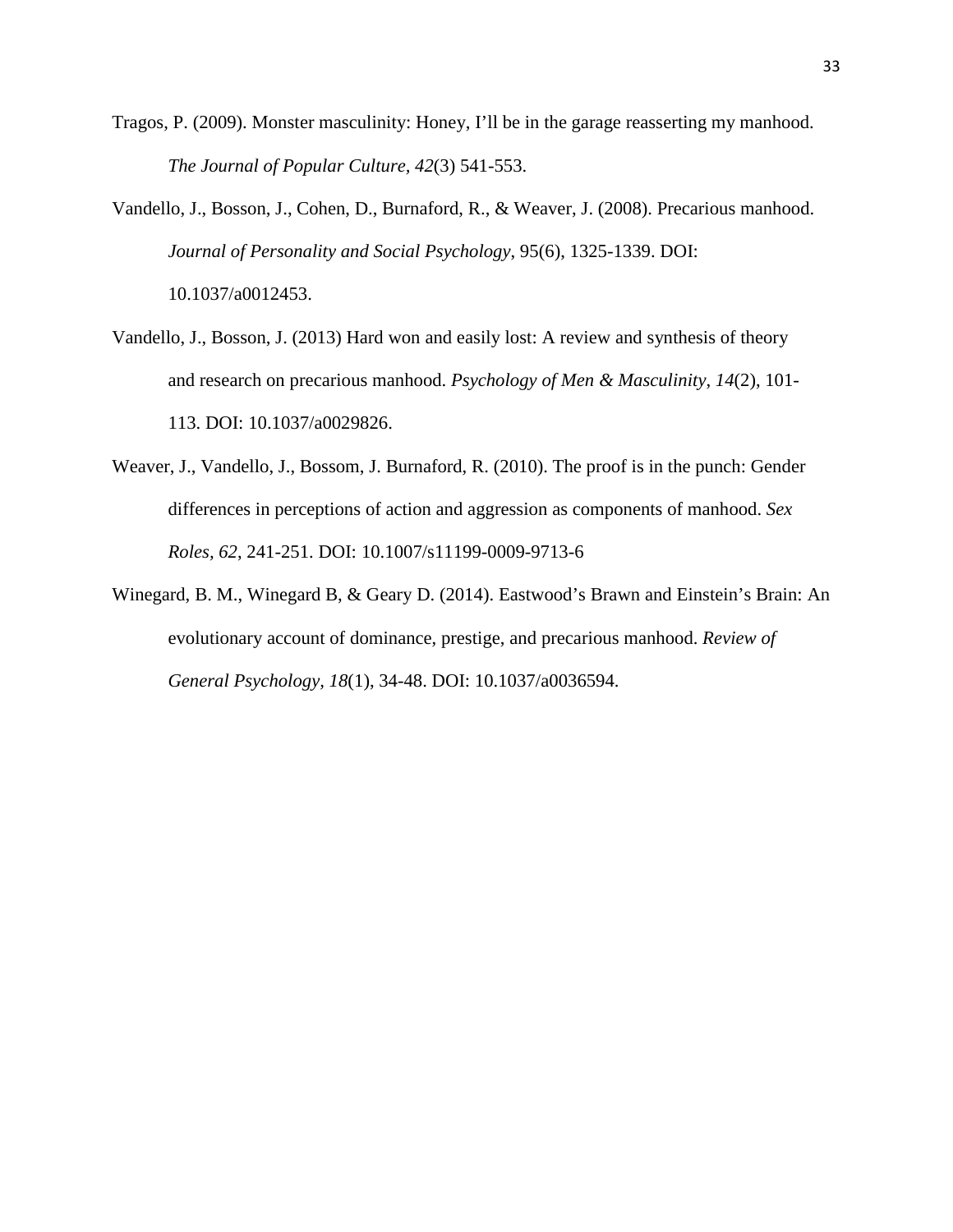Tragos, P. (2009). Monster masculinity: Honey, I'll be in the garage reasserting my manhood. *The Journal of Popular Culture, 42*(3) 541-553.

Vandello, J., Bosson, J., Cohen, D., Burnaford, R., & Weaver, J. (2008). Precarious manhood. *Journal of Personality and Social Psychology*, 95(6), 1325-1339. DOI: 10.1037/a0012453.

Vandello, J., Bosson, J. (2013) Hard won and easily lost: A review and synthesis of theory and research on precarious manhood. *Psychology of Men & Masculinity*, *14*(2), 101-113. DOI: 10.1037/a0029826.

Weaver, J., Vandello, J., Bossom, J. Burnaford, R. (2010). The proof is in the punch: Gender differences in perceptions of action and aggression as components of manhood. *Sex Roles, 62*, 241-251. DOI: 10.1007/s11199-0009-9713-6

Winegard, B. M., Winegard B, & Geary D. (2014). Eastwood's Brawn and Einstein's Brain: An evolutionary account of dominance, prestige, and precarious manhood. *Review of General Psychology*, *18*(1), 34-48. DOI: 10.1037/a0036594.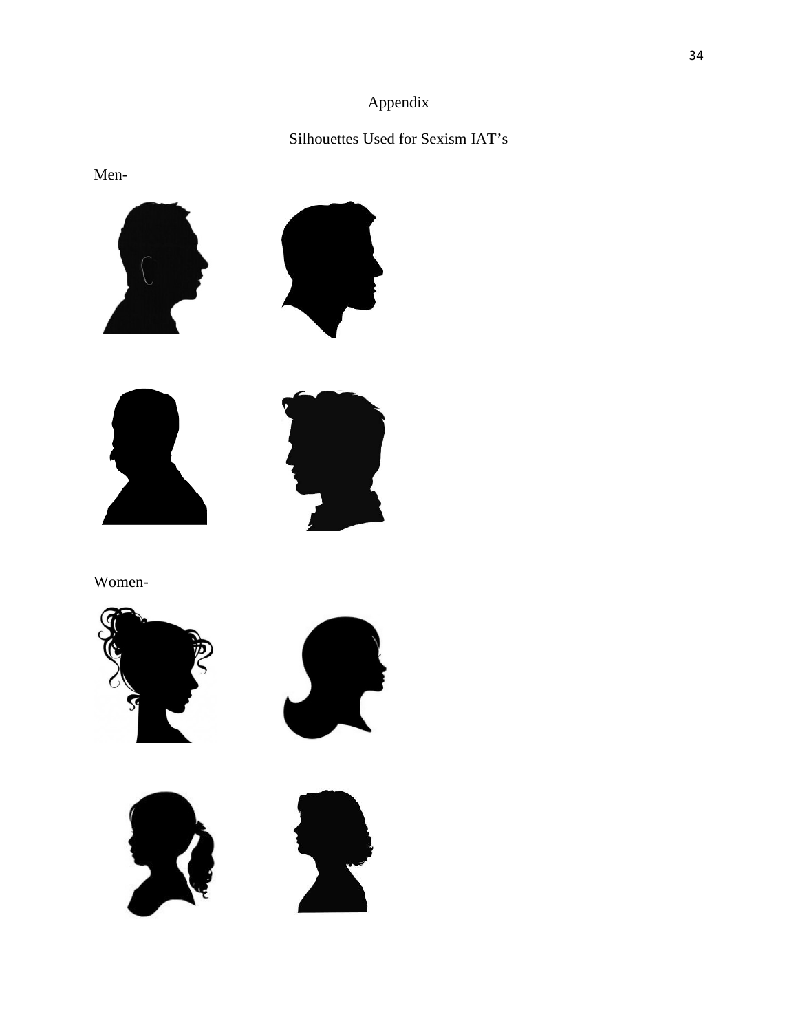# Appendix

## Silhouettes Used for Sexism IAT's

Men-

Women-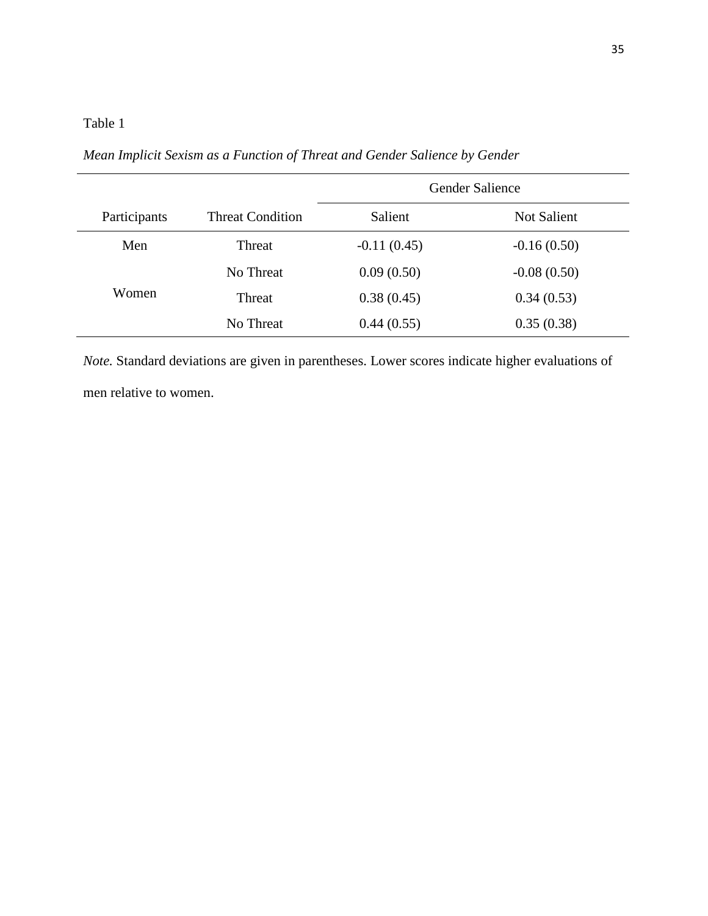Table 1

*Mean Implicit Sexism as a Function of Threat and Gender Salience by Gender*

| Participants | Threat Condition | Gender Salience | |
|---|---|---|---|
| | | Salient | Not Salient |
| Men | Threat | -0.11 (0.45) | -0.16 (0.50) |
| | No Threat | 0.09 (0.50) | -0.08 (0.50) |
| Women | Threat | 0.38 (0.45) | 0.34 (0.53) |
| | No Threat | 0.44 (0.55) | 0.35 (0.38) |

*Note.* Standard deviations are given in parentheses. Lower scores indicate higher evaluations of men relative to women.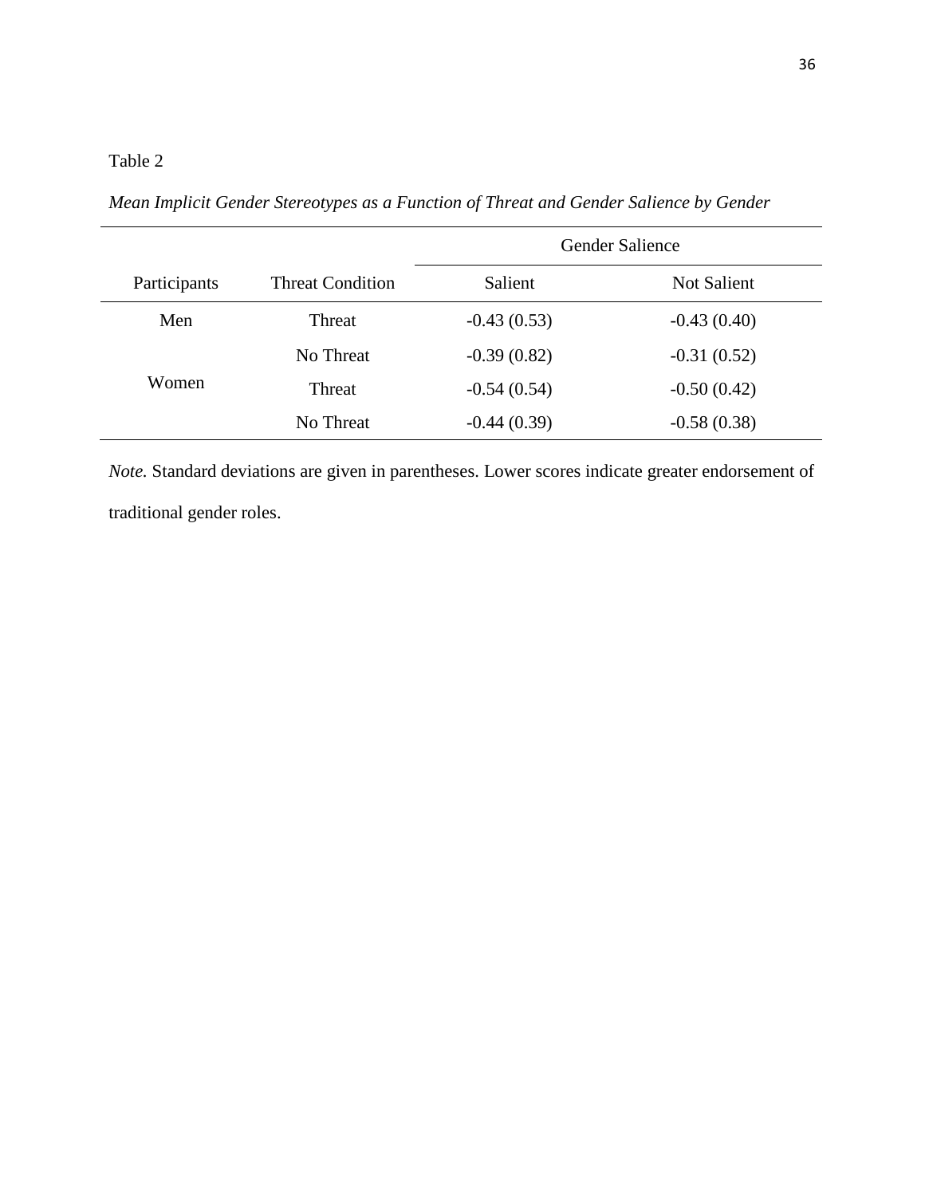Table 2

*Mean Implicit Gender Stereotypes as a Function of Threat and Gender Salience by Gender*

| | | Gender Salience | |
|---|---|---|---|
| Participants | Threat Condition | Salient | Not Salient |
| Men | Threat | -0.43 (0.53) | -0.43 (0.40) |
| | No Threat | -0.39 (0.82) | -0.31 (0.52) |
| Women | Threat | -0.54 (0.54) | -0.50 (0.42) |
| | No Threat | -0.44 (0.39) | -0.58 (0.38) |

*Note.* Standard deviations are given in parentheses. Lower scores indicate greater endorsement of traditional gender roles.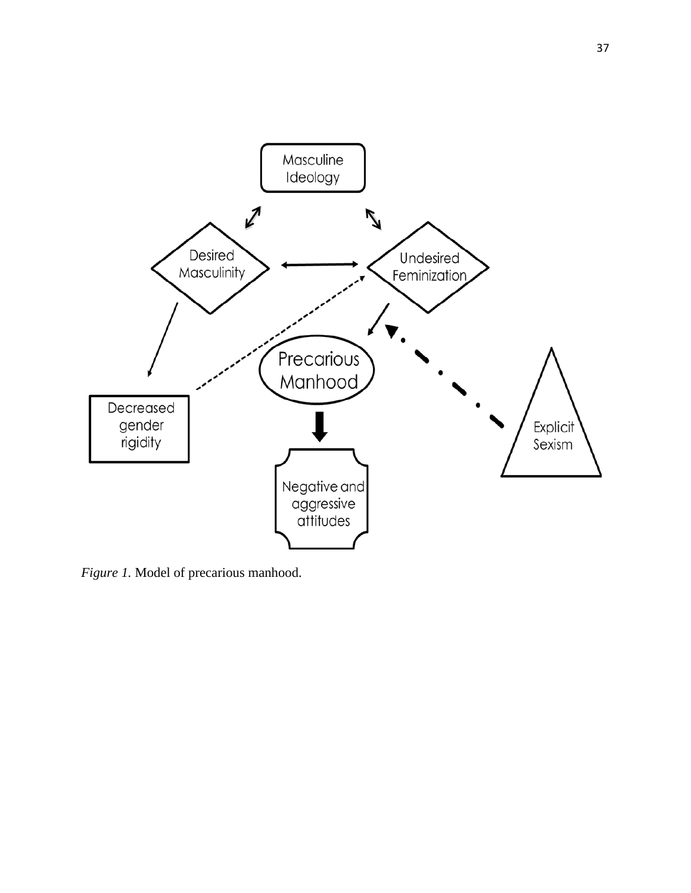*Figure 1.* Model of precarious manhood.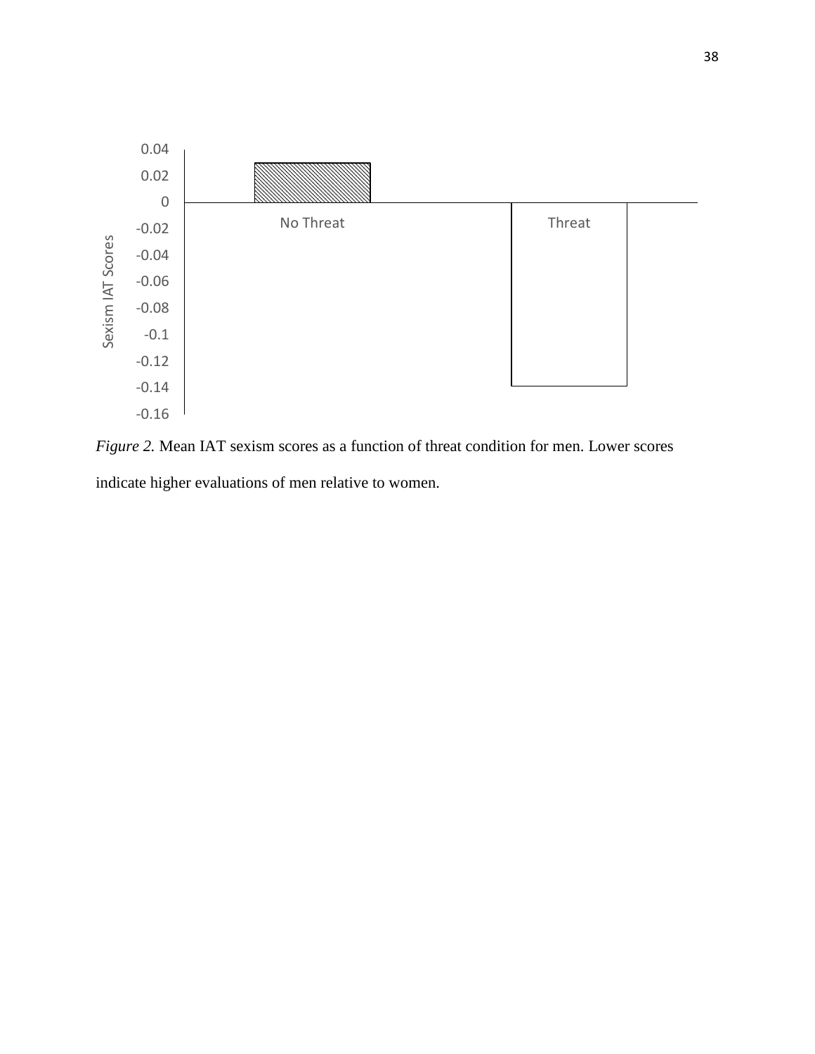*Figure 2.* Mean IAT sexism scores as a function of threat condition for men. Lower scores indicate higher evaluations of men relative to women.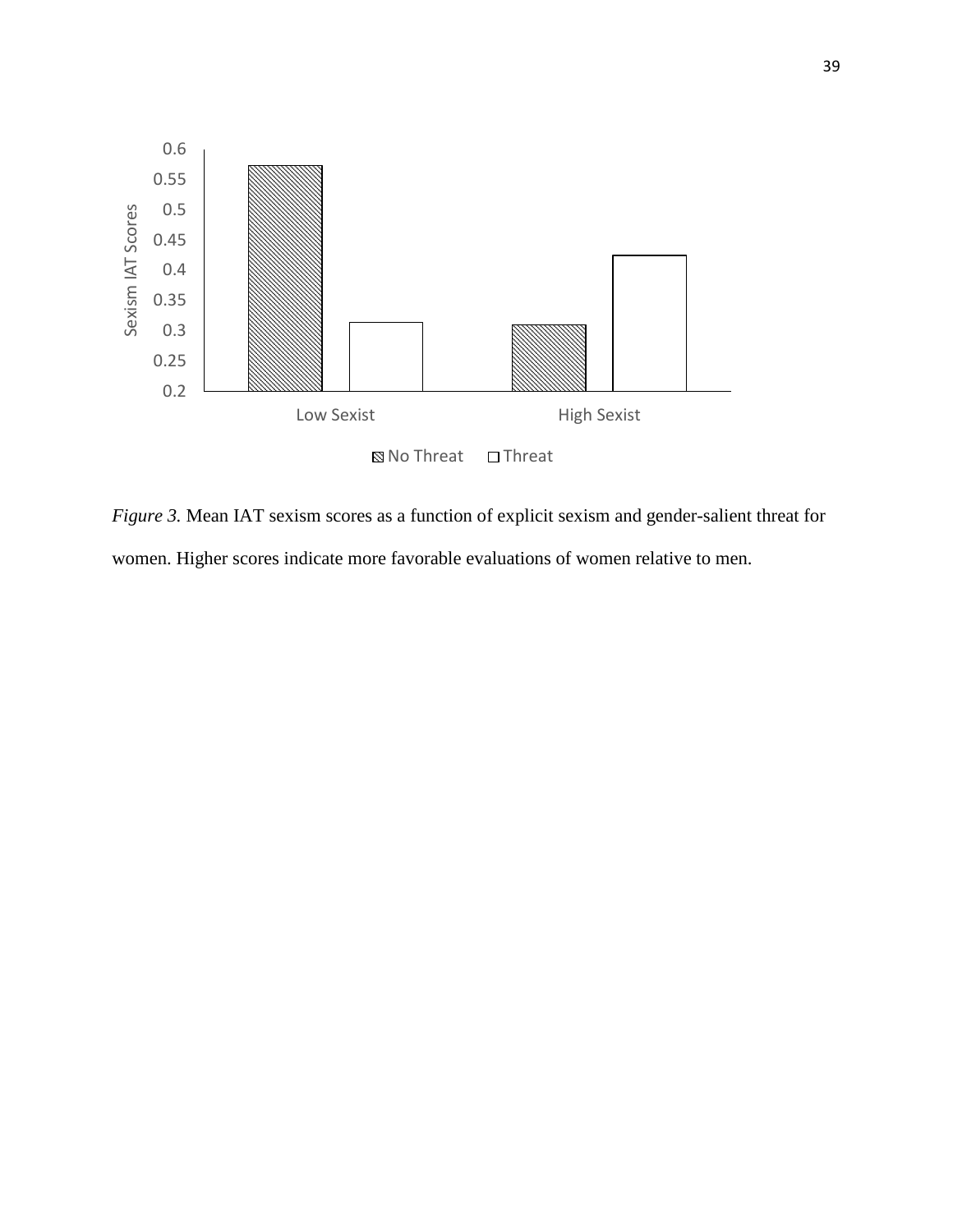*Figure 3.* Mean IAT sexism scores as a function of explicit sexism and gender-salient threat for women. Higher scores indicate more favorable evaluations of women relative to men.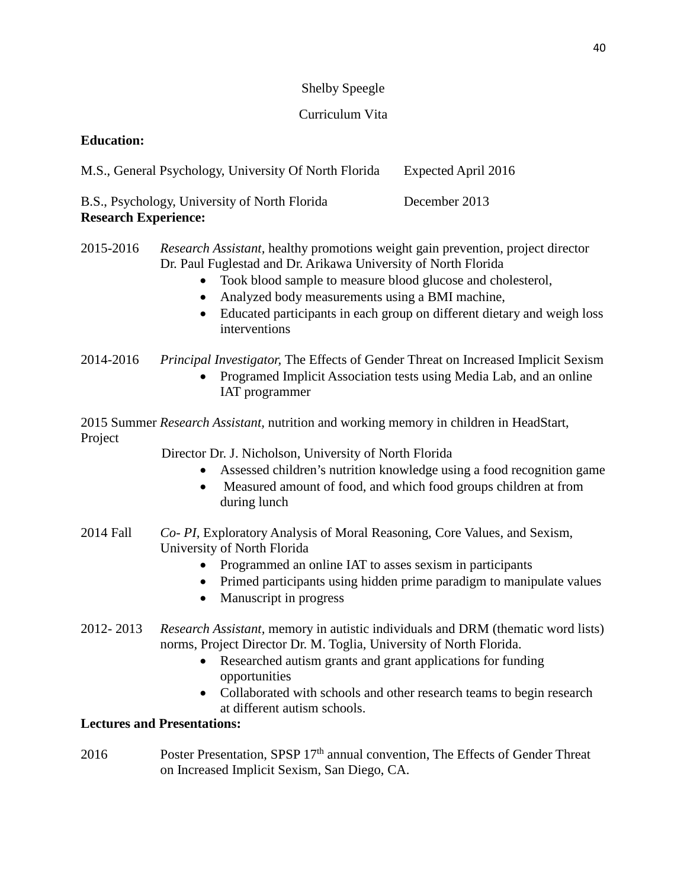Shelby Speegle

Curriculum Vita

**Education:**

M.S., General Psychology, University Of North Florida Expected April 2016

B.S., Psychology, University of North Florida December 2013

**Research Experience:**

2015-2016 *Research Assistant*, healthy promotions weight gain prevention, project director Dr. Paul Fuglestad and Dr. Arikawa University of North Florida

- Took blood sample to measure blood glucose and cholesterol,
- Analyzed body measurements using a BMI machine,
- Educated participants in each group on different dietary and weigh loss interventions

2014-2016 *Principal Investigator,* The Effects of Gender Threat on Increased Implicit Sexism

- Programed Implicit Association tests using Media Lab, and an online IAT programmer

2015 Summer *Research Assistant,* nutrition and working memory in children in HeadStart, Project Director Dr. J. Nicholson, University of North Florida

- Assessed children's nutrition knowledge using a food recognition game
- Measured amount of food, and which food groups children at from during lunch

2014 Fall *Co- PI,* Exploratory Analysis of Moral Reasoning, Core Values, and Sexism, University of North Florida

- Programmed an online IAT to asses sexism in participants
- Primed participants using hidden prime paradigm to manipulate values
- Manuscript in progress

2012- 2013 *Research Assistant,* memory in autistic individuals and DRM (thematic word lists) norms, Project Director Dr. M. Toglia, University of North Florida.

- Researched autism grants and grant applications for funding opportunities
- Collaborated with schools and other research teams to begin research at different autism schools.

**Lectures and Presentations:**

2016 Poster Presentation, SPSP 17th annual convention, The Effects of Gender Threat on Increased Implicit Sexism, San Diego, CA.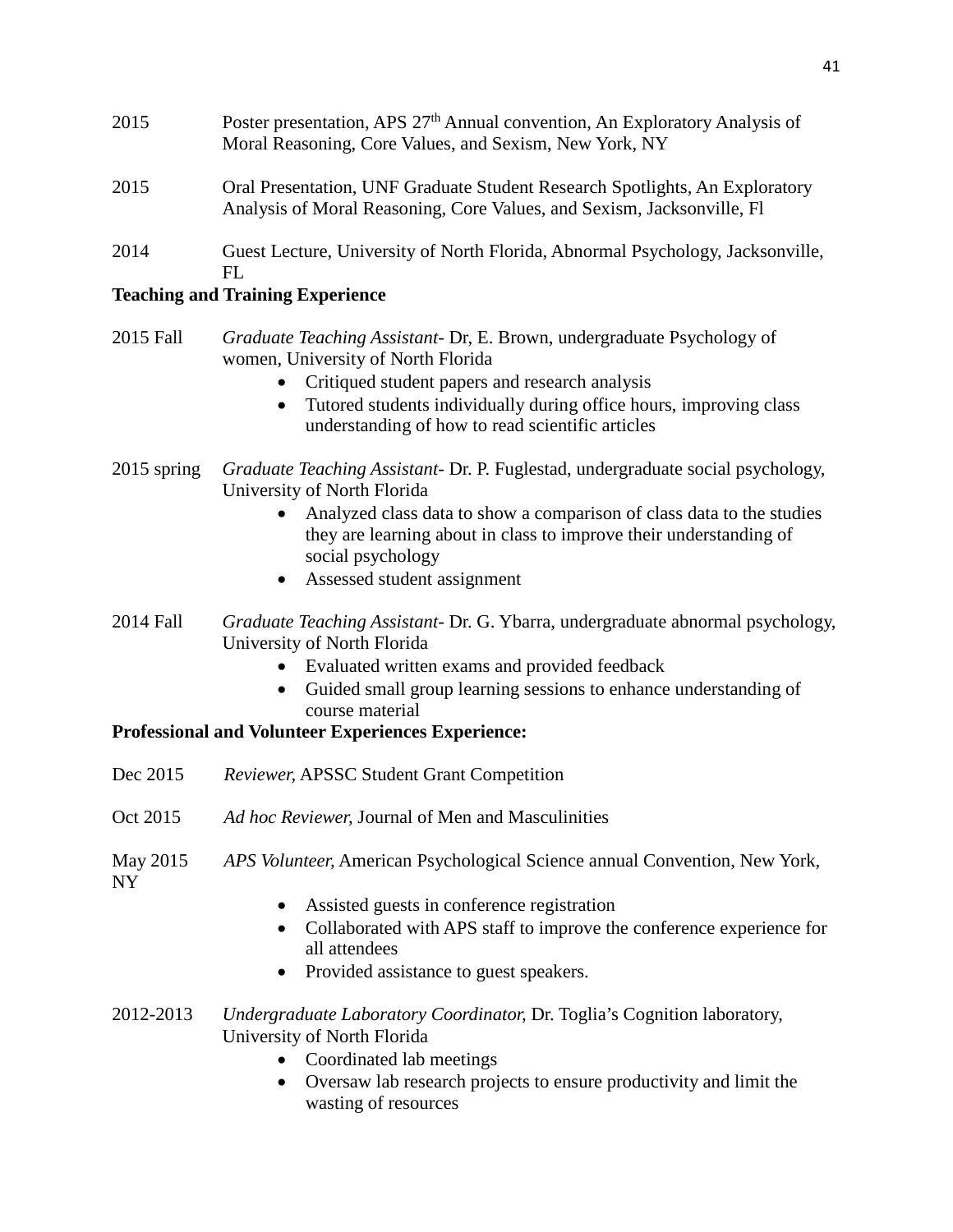2015 Poster presentation, APS 27th Annual convention, An Exploratory Analysis of Moral Reasoning, Core Values, and Sexism, New York, NY

2015 Oral Presentation, UNF Graduate Student Research Spotlights, An Exploratory Analysis of Moral Reasoning, Core Values, and Sexism, Jacksonville, Fl

2014 Guest Lecture, University of North Florida, Abnormal Psychology, Jacksonville, FL

**Teaching and Training Experience**

2015 Fall *Graduate Teaching Assistant*- Dr, E. Brown, undergraduate Psychology of women, University of North Florida

- Critiqued student papers and research analysis
- Tutored students individually during office hours, improving class understanding of how to read scientific articles

2015 spring *Graduate Teaching Assistant*- Dr. P. Fuglestad, undergraduate social psychology, University of North Florida

- Analyzed class data to show a comparison of class data to the studies they are learning about in class to improve their understanding of social psychology
- Assessed student assignment

2014 Fall *Graduate Teaching Assistant*- Dr. G. Ybarra, undergraduate abnormal psychology, University of North Florida

- Evaluated written exams and provided feedback
- Guided small group learning sessions to enhance understanding of course material

**Professional and Volunteer Experiences Experience:**

Dec 2015 *Reviewer,* APSSC Student Grant Competition

Oct 2015 *Ad hoc Reviewer,* Journal of Men and Masculinities

May 2015 *APS Volunteer,* American Psychological Science annual Convention, New York, NY

- Assisted guests in conference registration
- Collaborated with APS staff to improve the conference experience for all attendees
- Provided assistance to guest speakers.

2012-2013 *Undergraduate Laboratory Coordinator,* Dr. Toglia's Cognition laboratory, University of North Florida

- Coordinated lab meetings
- Oversaw lab research projects to ensure productivity and limit the wasting of resources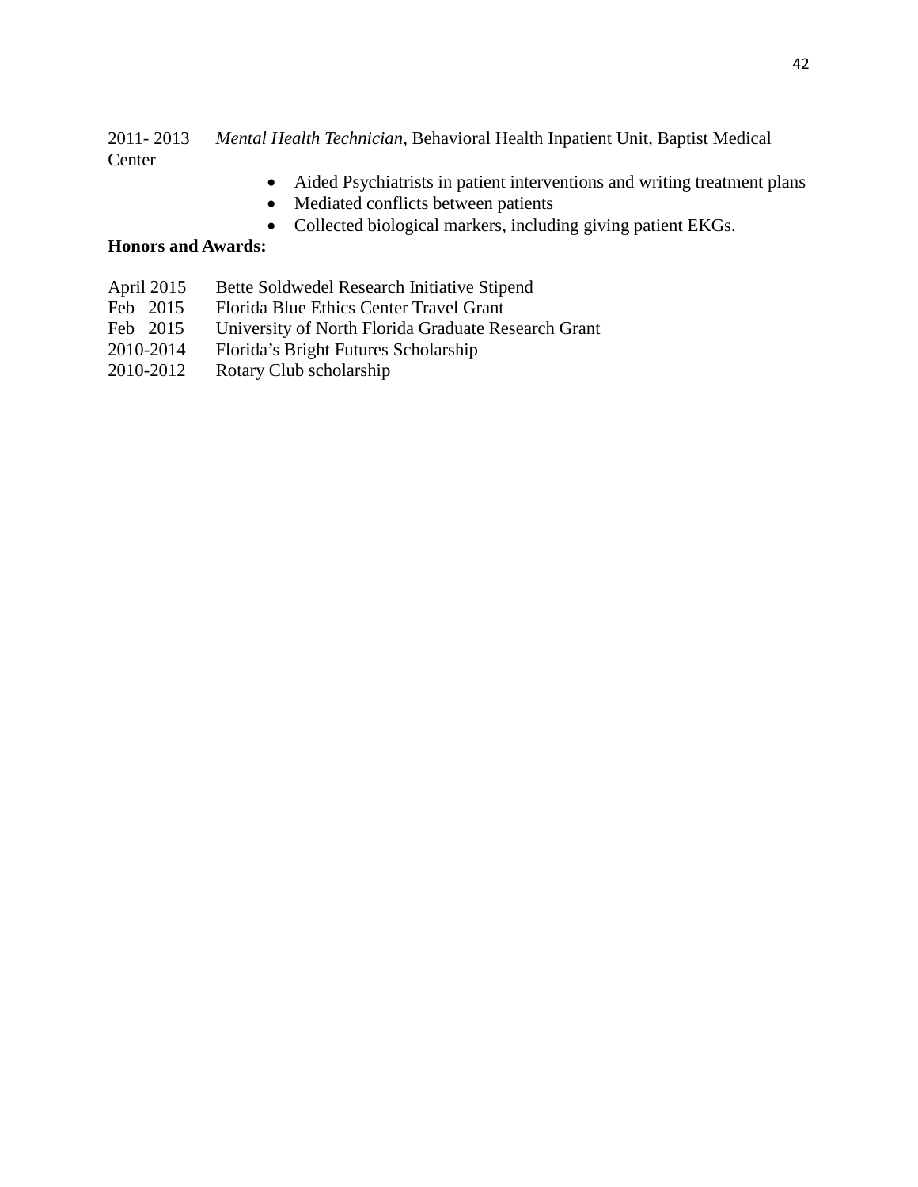2011- 2013 *Mental Health Technician,* Behavioral Health Inpatient Unit, Baptist Medical Center

- Aided Psychiatrists in patient interventions and writing treatment plans
- Mediated conflicts between patients
- Collected biological markers, including giving patient EKGs.

**Honors and Awards:**

April 2015 Bette Soldwedel Research Initiative Stipend
Feb 2015 Florida Blue Ethics Center Travel Grant
Feb 2015 University of North Florida Graduate Research Grant
2010-2014 Florida's Bright Futures Scholarship
2010-2012 Rotary Club scholarship